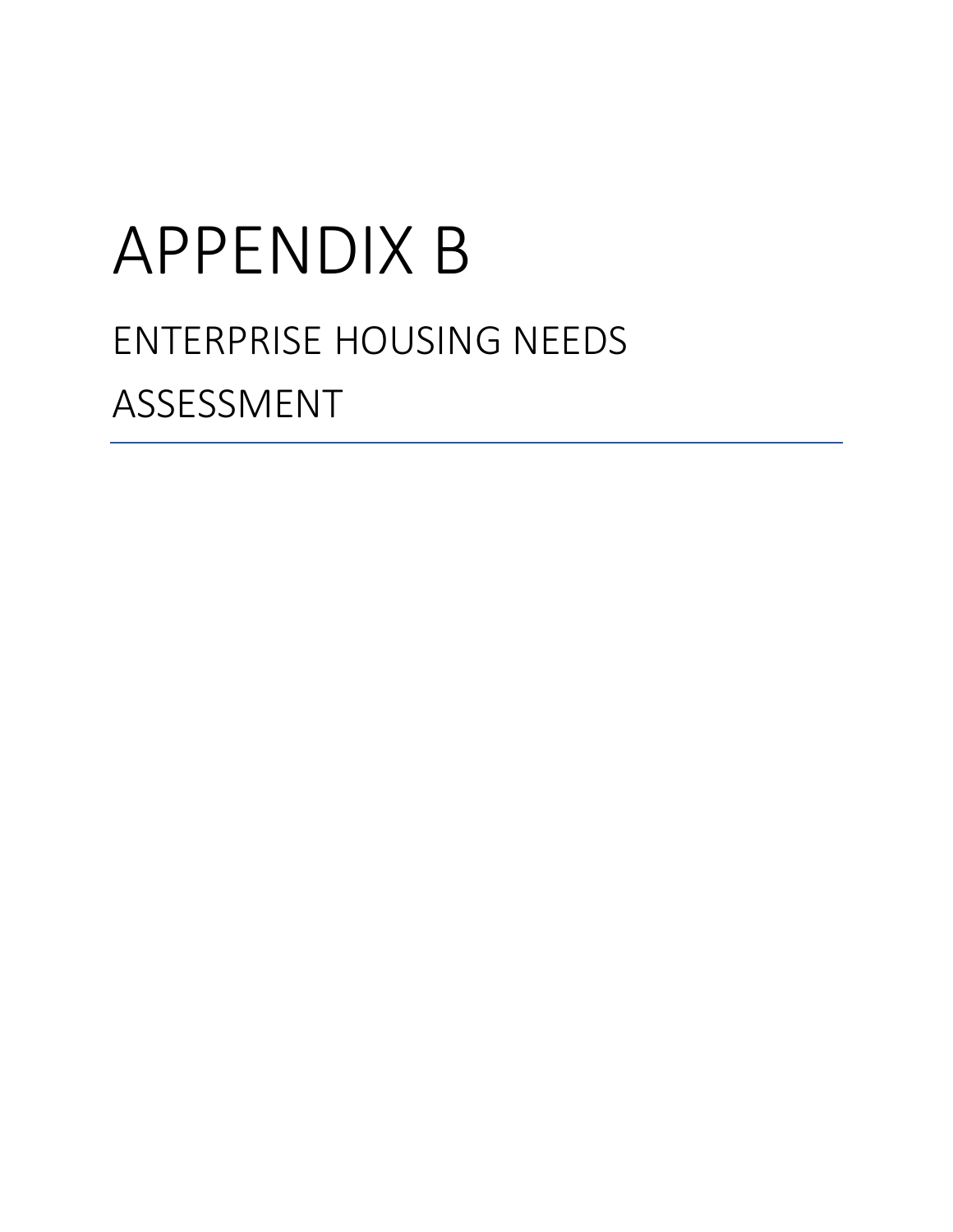# APPENDIX B

## ENTERPRISE HOUSING NEEDS ASSESSMENT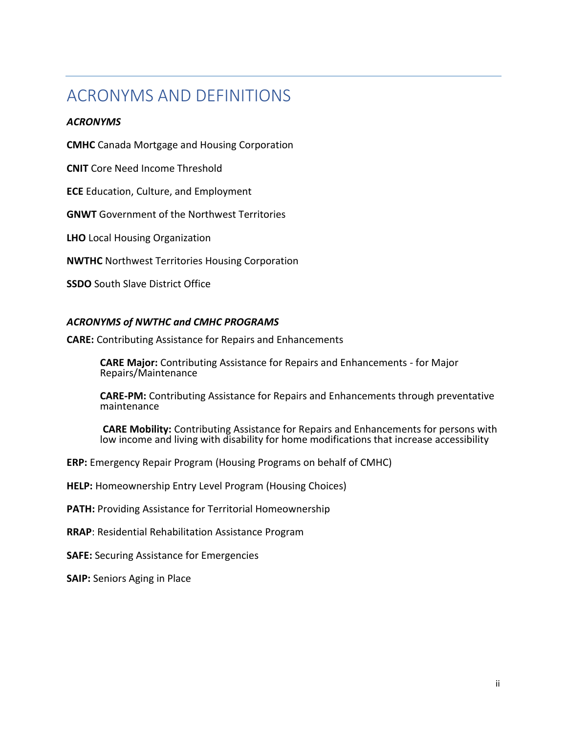# ACRONYMS AND DEFINITIONS

***ACRONYMS***

**CMHC** Canada Mortgage and Housing Corporation

**CNIT** Core Need Income Threshold

**ECE** Education, Culture, and Employment

**GNWT** Government of the Northwest Territories

**LHO** Local Housing Organization

**NWTHC** Northwest Territories Housing Corporation

**SSDO** South Slave District Office

***ACRONYMS of NWTHC and CMHC PROGRAMS***

**CARE:** Contributing Assistance for Repairs and Enhancements

> **CARE Major:** Contributing Assistance for Repairs and Enhancements - for Major Repairs/Maintenance
>
> **CARE-PM:** Contributing Assistance for Repairs and Enhancements through preventative maintenance
>
> **CARE Mobility:** Contributing Assistance for Repairs and Enhancements for persons with low income and living with disability for home modifications that increase accessibility

**ERP:** Emergency Repair Program (Housing Programs on behalf of CMHC)

**HELP:** Homeownership Entry Level Program (Housing Choices)

**PATH:** Providing Assistance for Territorial Homeownership

**RRAP**: Residential Rehabilitation Assistance Program

**SAFE:** Securing Assistance for Emergencies

**SAIP:** Seniors Aging in Place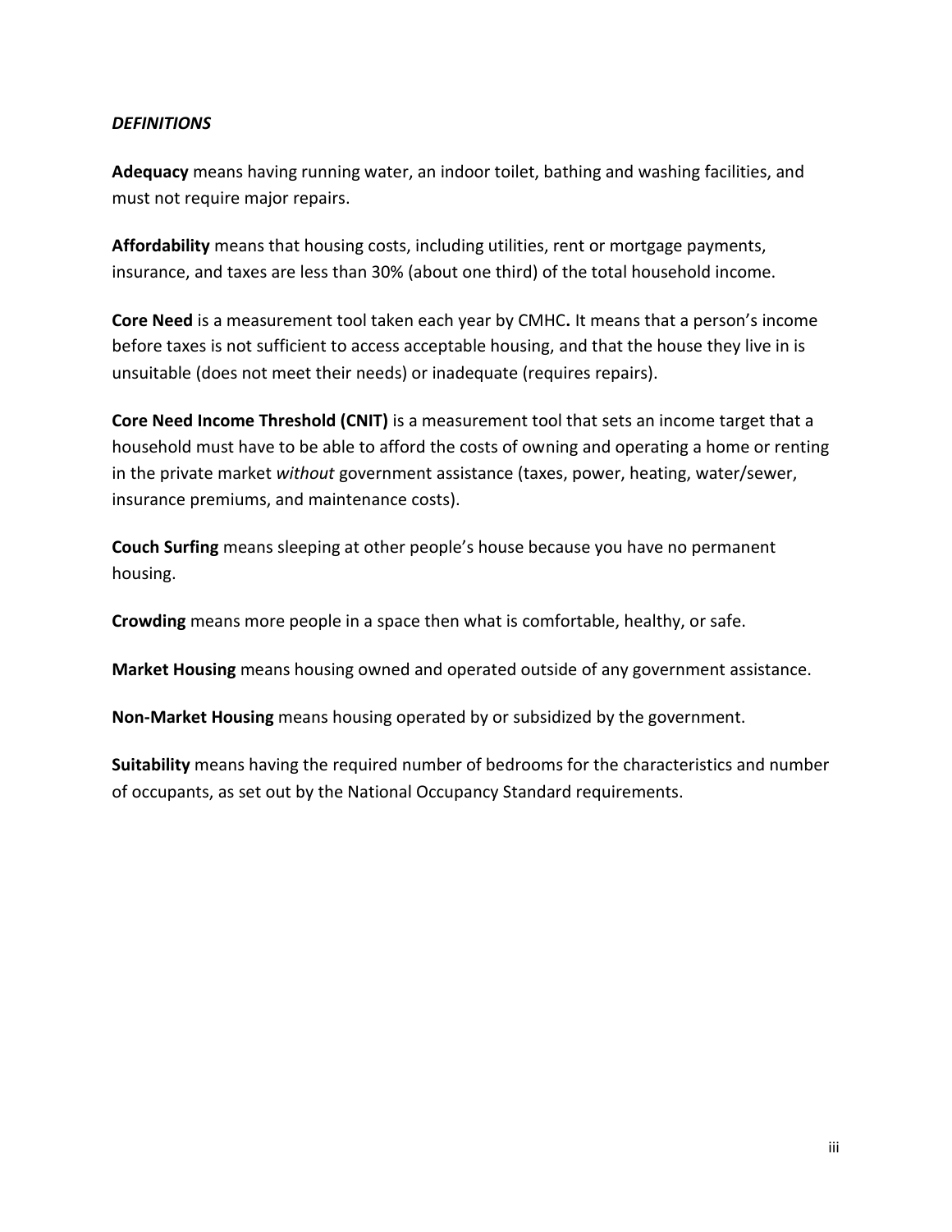***DEFINITIONS***

**Adequacy** means having running water, an indoor toilet, bathing and washing facilities, and must not require major repairs.

**Affordability** means that housing costs, including utilities, rent or mortgage payments, insurance, and taxes are less than 30% (about one third) of the total household income.

**Core Need** is a measurement tool taken each year by CMHC**.** It means that a person's income before taxes is not sufficient to access acceptable housing, and that the house they live in is unsuitable (does not meet their needs) or inadequate (requires repairs).

**Core Need Income Threshold (CNIT)** is a measurement tool that sets an income target that a household must have to be able to afford the costs of owning and operating a home or renting in the private market *without* government assistance (taxes, power, heating, water/sewer, insurance premiums, and maintenance costs).

**Couch Surfing** means sleeping at other people's house because you have no permanent housing.

**Crowding** means more people in a space then what is comfortable, healthy, or safe.

**Market Housing** means housing owned and operated outside of any government assistance.

**Non-Market Housing** means housing operated by or subsidized by the government.

**Suitability** means having the required number of bedrooms for the characteristics and number of occupants, as set out by the National Occupancy Standard requirements.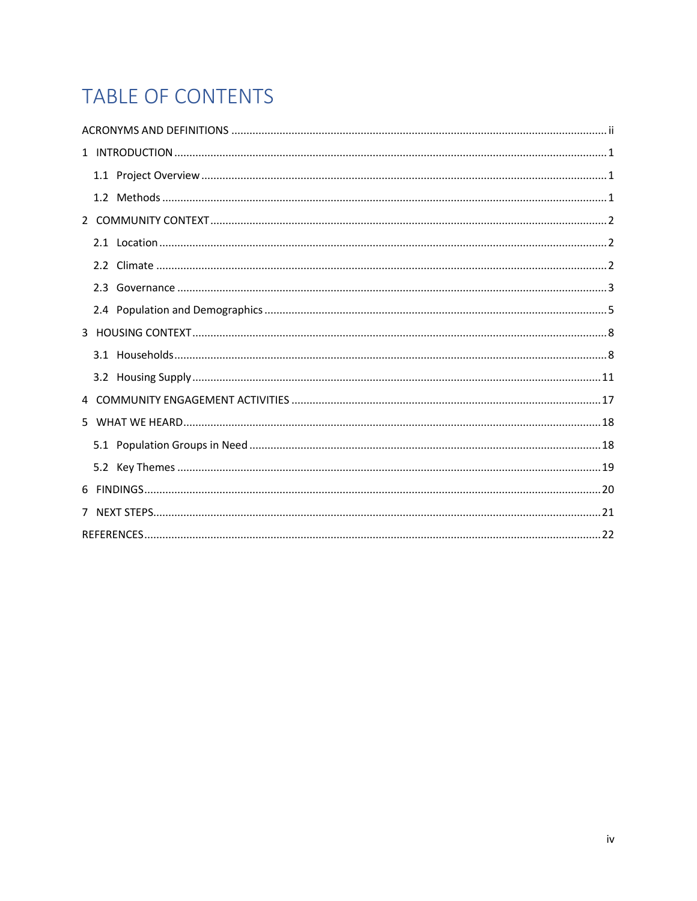# TABLE OF CONTENTS

ACRONYMS AND DEFINITIONS ..... ii

1 INTRODUCTION ..... 1

- 1.1 Project Overview ..... 1
- 1.2 Methods ..... 1

2 COMMUNITY CONTEXT ..... 2

- 2.1 Location ..... 2
- 2.2 Climate ..... 2
- 2.3 Governance ..... 3
- 2.4 Population and Demographics ..... 5

3 HOUSING CONTEXT ..... 8

- 3.1 Households ..... 8
- 3.2 Housing Supply ..... 11

4 COMMUNITY ENGAGEMENT ACTIVITIES ..... 17

5 WHAT WE HEARD ..... 18

- 5.1 Population Groups in Need ..... 18
- 5.2 Key Themes ..... 19

6 FINDINGS ..... 20

7 NEXT STEPS ..... 21

REFERENCES ..... 22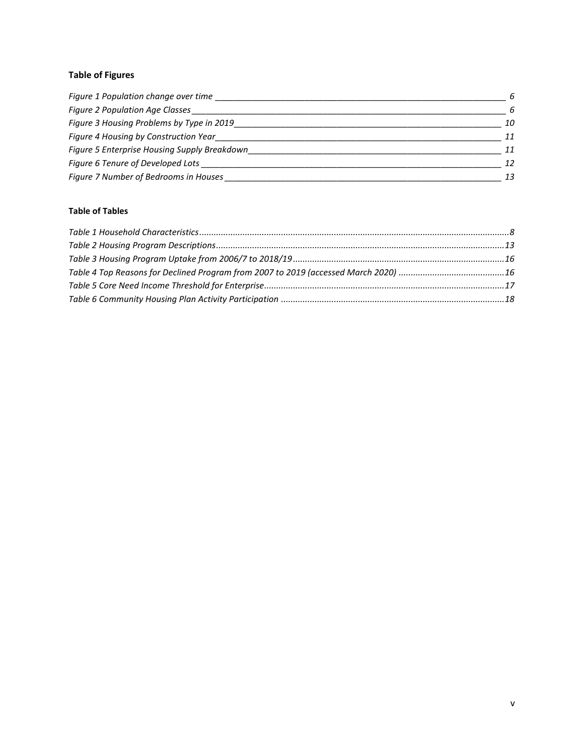**Table of Figures**

*Figure 1 Population change over time* 6
*Figure 2 Population Age Classes* 6
*Figure 3 Housing Problems by Type in 2019* 10
*Figure 4 Housing by Construction Year* 11
*Figure 5 Enterprise Housing Supply Breakdown* 11
*Figure 6 Tenure of Developed Lots* 12
*Figure 7 Number of Bedrooms in Houses* 13

**Table of Tables**

*Table 1 Household Characteristics*......8
*Table 2 Housing Program Descriptions*......13
*Table 3 Housing Program Uptake from 2006/7 to 2018/19*......16
*Table 4 Top Reasons for Declined Program from 2007 to 2019 (accessed March 2020)*......16
*Table 5 Core Need Income Threshold for Enterprise*......17
*Table 6 Community Housing Plan Activity Participation*......18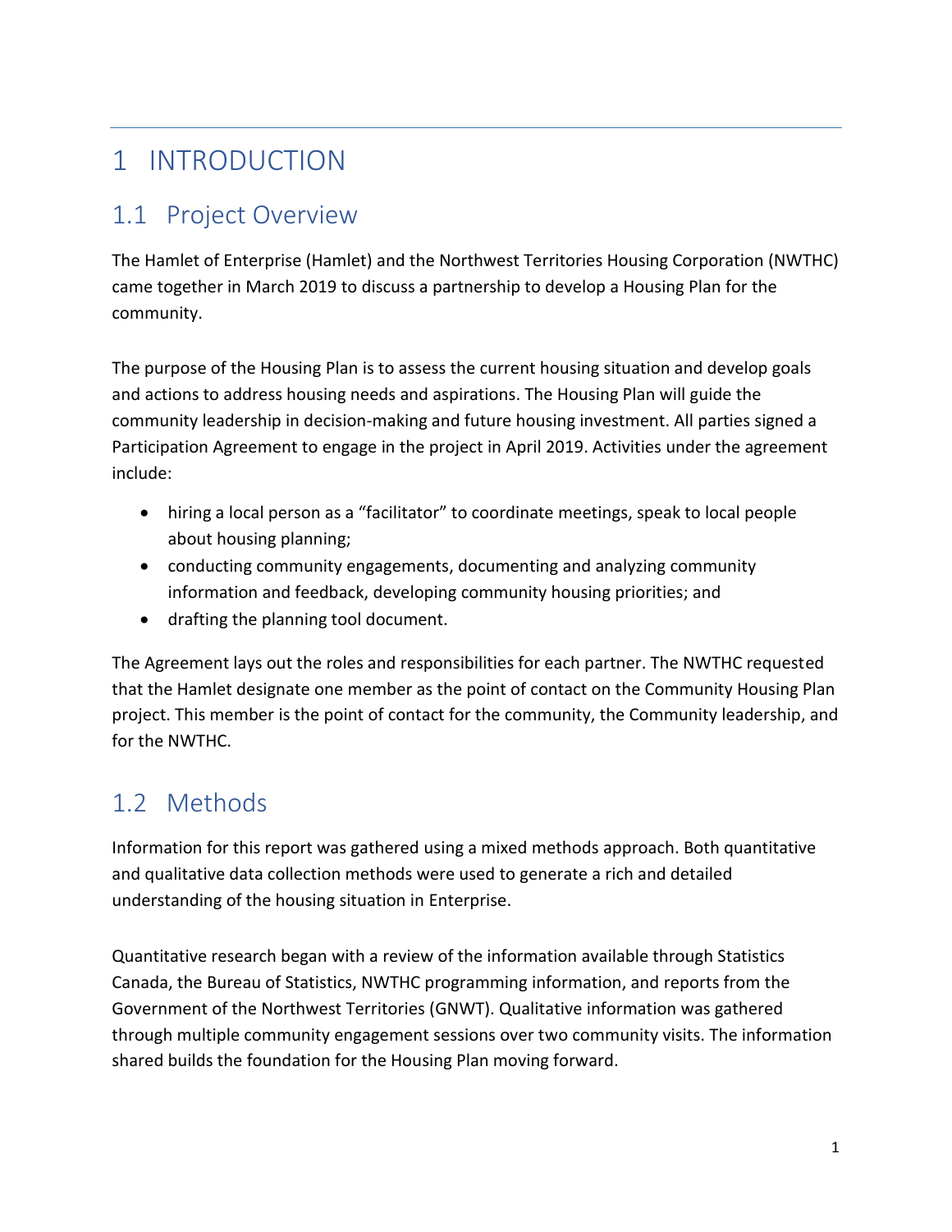# 1 INTRODUCTION

## 1.1 Project Overview

The Hamlet of Enterprise (Hamlet) and the Northwest Territories Housing Corporation (NWTHC) came together in March 2019 to discuss a partnership to develop a Housing Plan for the community.

The purpose of the Housing Plan is to assess the current housing situation and develop goals and actions to address housing needs and aspirations. The Housing Plan will guide the community leadership in decision-making and future housing investment. All parties signed a Participation Agreement to engage in the project in April 2019. Activities under the agreement include:

- hiring a local person as a "facilitator" to coordinate meetings, speak to local people about housing planning;
- conducting community engagements, documenting and analyzing community information and feedback, developing community housing priorities; and
- drafting the planning tool document.

The Agreement lays out the roles and responsibilities for each partner. The NWTHC requested that the Hamlet designate one member as the point of contact on the Community Housing Plan project. This member is the point of contact for the community, the Community leadership, and for the NWTHC.

## 1.2 Methods

Information for this report was gathered using a mixed methods approach. Both quantitative and qualitative data collection methods were used to generate a rich and detailed understanding of the housing situation in Enterprise.

Quantitative research began with a review of the information available through Statistics Canada, the Bureau of Statistics, NWTHC programming information, and reports from the Government of the Northwest Territories (GNWT). Qualitative information was gathered through multiple community engagement sessions over two community visits. The information shared builds the foundation for the Housing Plan moving forward.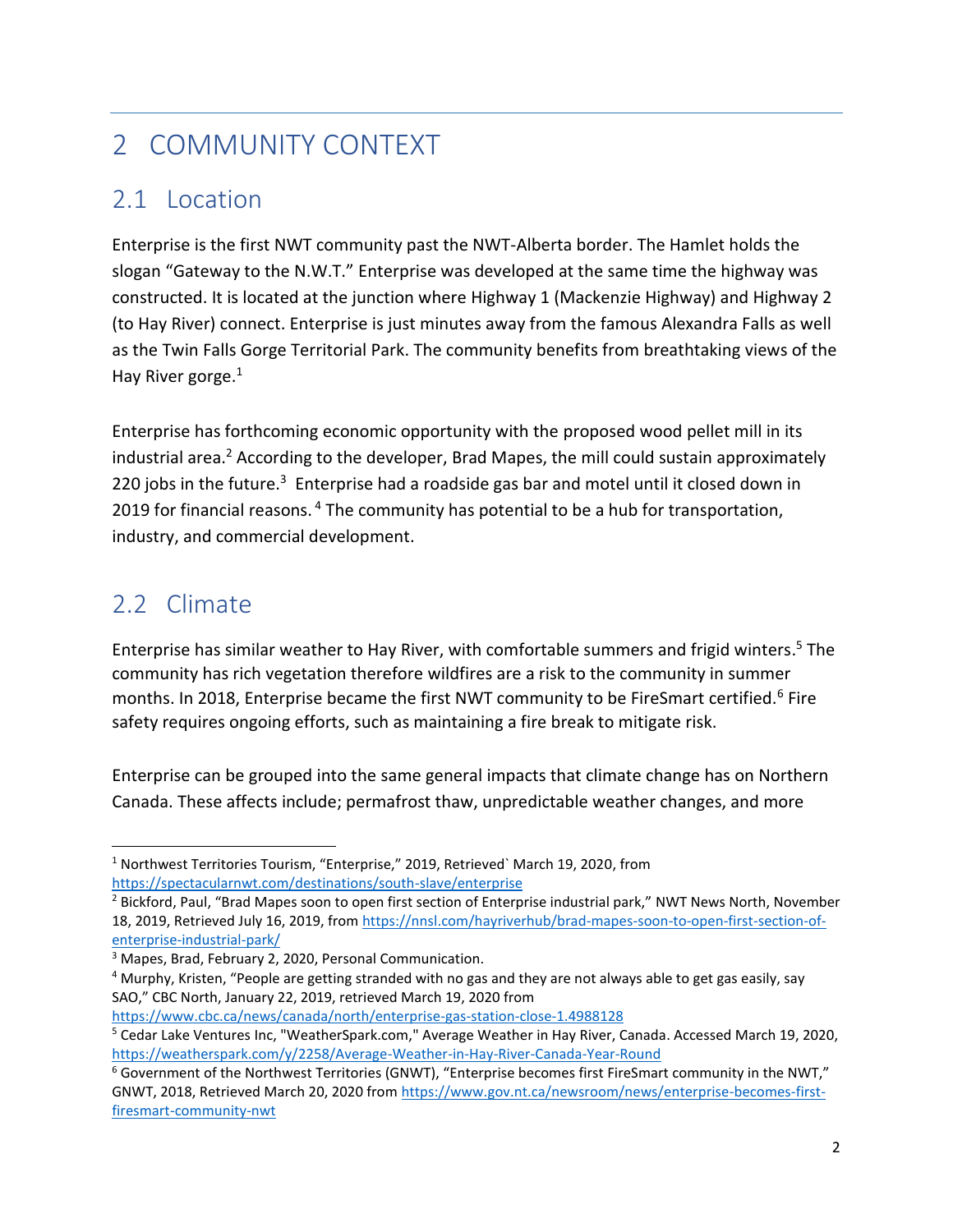# 2 COMMUNITY CONTEXT

## 2.1 Location

Enterprise is the first NWT community past the NWT-Alberta border. The Hamlet holds the slogan "Gateway to the N.W.T." Enterprise was developed at the same time the highway was constructed. It is located at the junction where Highway 1 (Mackenzie Highway) and Highway 2 (to Hay River) connect. Enterprise is just minutes away from the famous Alexandra Falls as well as the Twin Falls Gorge Territorial Park. The community benefits from breathtaking views of the Hay River gorge.[1]

Enterprise has forthcoming economic opportunity with the proposed wood pellet mill in its industrial area.[2] According to the developer, Brad Mapes, the mill could sustain approximately 220 jobs in the future.[3] Enterprise had a roadside gas bar and motel until it closed down in 2019 for financial reasons.[4] The community has potential to be a hub for transportation, industry, and commercial development.

## 2.2 Climate

Enterprise has similar weather to Hay River, with comfortable summers and frigid winters.[5] The community has rich vegetation therefore wildfires are a risk to the community in summer months. In 2018, Enterprise became the first NWT community to be FireSmart certified.[6] Fire safety requires ongoing efforts, such as maintaining a fire break to mitigate risk.

Enterprise can be grouped into the same general impacts that climate change has on Northern Canada. These affects include; permafrost thaw, unpredictable weather changes, and more

---

[1] Northwest Territories Tourism, "Enterprise," 2019, Retrieved` March 19, 2020, from https://spectacularnwt.com/destinations/south-slave/enterprise

[2] Bickford, Paul, "Brad Mapes soon to open first section of Enterprise industrial park," NWT News North, November 18, 2019, Retrieved July 16, 2019, from https://nnsl.com/hayriverhub/brad-mapes-soon-to-open-first-section-of-enterprise-industrial-park/

[3] Mapes, Brad, February 2, 2020, Personal Communication.

[4] Murphy, Kristen, "People are getting stranded with no gas and they are not always able to get gas easily, say SAO," CBC North, January 22, 2019, retrieved March 19, 2020 from https://www.cbc.ca/news/canada/north/enterprise-gas-station-close-1.4988128

[5] Cedar Lake Ventures Inc, "WeatherSpark.com," Average Weather in Hay River, Canada. Accessed March 19, 2020, https://weatherspark.com/y/2258/Average-Weather-in-Hay-River-Canada-Year-Round

[6] Government of the Northwest Territories (GNWT), "Enterprise becomes first FireSmart community in the NWT," GNWT, 2018, Retrieved March 20, 2020 from https://www.gov.nt.ca/newsroom/news/enterprise-becomes-first-firesmart-community-nwt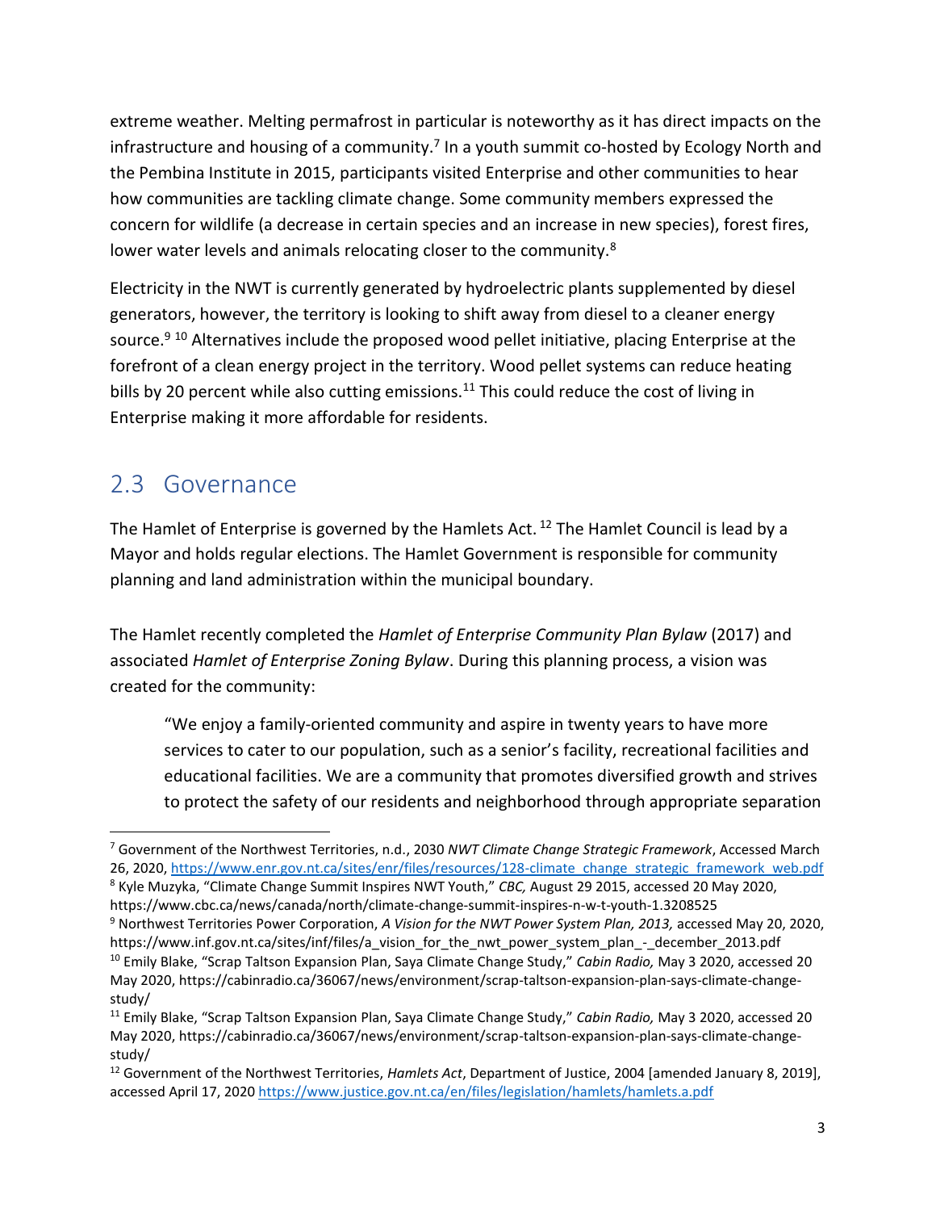extreme weather. Melting permafrost in particular is noteworthy as it has direct impacts on the infrastructure and housing of a community.[7] In a youth summit co-hosted by Ecology North and the Pembina Institute in 2015, participants visited Enterprise and other communities to hear how communities are tackling climate change. Some community members expressed the concern for wildlife (a decrease in certain species and an increase in new species), forest fires, lower water levels and animals relocating closer to the community.[8]

Electricity in the NWT is currently generated by hydroelectric plants supplemented by diesel generators, however, the territory is looking to shift away from diesel to a cleaner energy source.[9] [10] Alternatives include the proposed wood pellet initiative, placing Enterprise at the forefront of a clean energy project in the territory. Wood pellet systems can reduce heating bills by 20 percent while also cutting emissions.[11] This could reduce the cost of living in Enterprise making it more affordable for residents.

## 2.3 Governance

The Hamlet of Enterprise is governed by the Hamlets Act. [12] The Hamlet Council is lead by a Mayor and holds regular elections. The Hamlet Government is responsible for community planning and land administration within the municipal boundary.

The Hamlet recently completed the *Hamlet of Enterprise Community Plan Bylaw* (2017) and associated *Hamlet of Enterprise Zoning Bylaw*. During this planning process, a vision was created for the community:

> "We enjoy a family-oriented community and aspire in twenty years to have more services to cater to our population, such as a senior's facility, recreational facilities and educational facilities. We are a community that promotes diversified growth and strives to protect the safety of our residents and neighborhood through appropriate separation

---

[7] Government of the Northwest Territories, n.d., 2030 *NWT Climate Change Strategic Framework*, Accessed March 26, 2020, https://www.enr.gov.nt.ca/sites/enr/files/resources/128-climate_change_strategic_framework_web.pdf

[8] Kyle Muzyka, "Climate Change Summit Inspires NWT Youth," *CBC,* August 29 2015, accessed 20 May 2020, https://www.cbc.ca/news/canada/north/climate-change-summit-inspires-n-w-t-youth-1.3208525

[9] Northwest Territories Power Corporation, *A Vision for the NWT Power System Plan, 2013,* accessed May 20, 2020, https://www.inf.gov.nt.ca/sites/inf/files/a_vision_for_the_nwt_power_system_plan_-_december_2013.pdf

[10] Emily Blake, "Scrap Taltson Expansion Plan, Saya Climate Change Study," *Cabin Radio,* May 3 2020, accessed 20 May 2020, https://cabinradio.ca/36067/news/environment/scrap-taltson-expansion-plan-says-climate-change-study/

[11] Emily Blake, "Scrap Taltson Expansion Plan, Saya Climate Change Study," *Cabin Radio,* May 3 2020, accessed 20 May 2020, https://cabinradio.ca/36067/news/environment/scrap-taltson-expansion-plan-says-climate-change-study/

[12] Government of the Northwest Territories, *Hamlets Act*, Department of Justice, 2004 [amended January 8, 2019], accessed April 17, 2020 https://www.justice.gov.nt.ca/en/files/legislation/hamlets/hamlets.a.pdf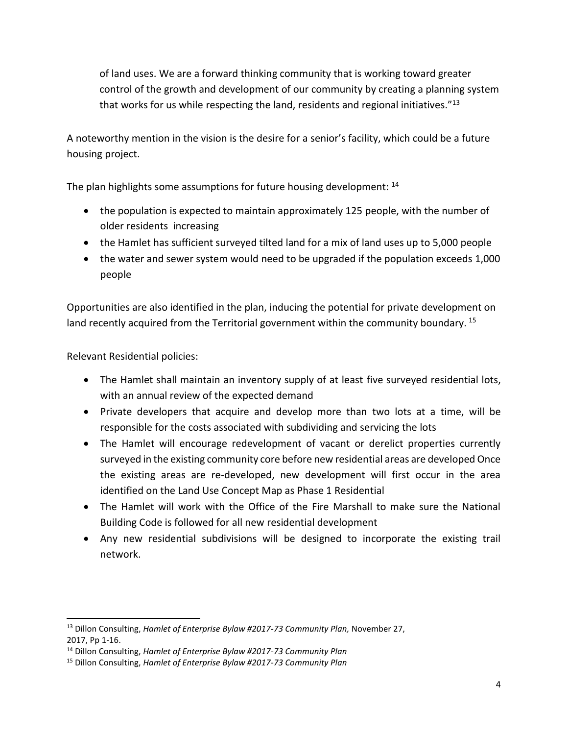of land uses. We are a forward thinking community that is working toward greater control of the growth and development of our community by creating a planning system that works for us while respecting the land, residents and regional initiatives."[13]

A noteworthy mention in the vision is the desire for a senior's facility, which could be a future housing project.

The plan highlights some assumptions for future housing development: [14]

- the population is expected to maintain approximately 125 people, with the number of older residents increasing
- the Hamlet has sufficient surveyed tilted land for a mix of land uses up to 5,000 people
- the water and sewer system would need to be upgraded if the population exceeds 1,000 people

Opportunities are also identified in the plan, inducing the potential for private development on land recently acquired from the Territorial government within the community boundary. [15]

Relevant Residential policies:

- The Hamlet shall maintain an inventory supply of at least five surveyed residential lots, with an annual review of the expected demand
- Private developers that acquire and develop more than two lots at a time, will be responsible for the costs associated with subdividing and servicing the lots
- The Hamlet will encourage redevelopment of vacant or derelict properties currently surveyed in the existing community core before new residential areas are developed Once the existing areas are re-developed, new development will first occur in the area identified on the Land Use Concept Map as Phase 1 Residential
- The Hamlet will work with the Office of the Fire Marshall to make sure the National Building Code is followed for all new residential development
- Any new residential subdivisions will be designed to incorporate the existing trail network.

---

[13] Dillon Consulting, *Hamlet of Enterprise Bylaw #2017-73 Community Plan,* November 27, 2017, Pp 1-16.

[14] Dillon Consulting, *Hamlet of Enterprise Bylaw #2017-73 Community Plan*

[15] Dillon Consulting, *Hamlet of Enterprise Bylaw #2017-73 Community Plan*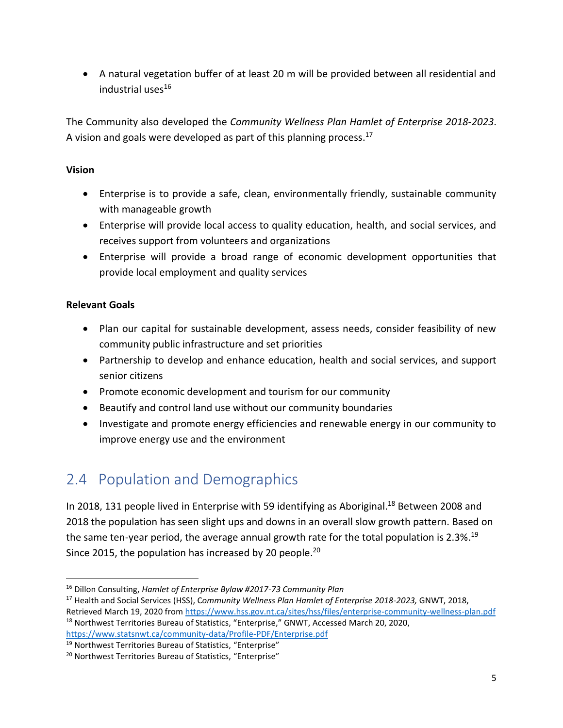- A natural vegetation buffer of at least 20 m will be provided between all residential and industrial uses[16]

The Community also developed the *Community Wellness Plan Hamlet of Enterprise 2018-2023*. A vision and goals were developed as part of this planning process.[17]

**Vision**

- Enterprise is to provide a safe, clean, environmentally friendly, sustainable community with manageable growth
- Enterprise will provide local access to quality education, health, and social services, and receives support from volunteers and organizations
- Enterprise will provide a broad range of economic development opportunities that provide local employment and quality services

**Relevant Goals**

- Plan our capital for sustainable development, assess needs, consider feasibility of new community public infrastructure and set priorities
- Partnership to develop and enhance education, health and social services, and support senior citizens
- Promote economic development and tourism for our community
- Beautify and control land use without our community boundaries
- Investigate and promote energy efficiencies and renewable energy in our community to improve energy use and the environment

## 2.4 Population and Demographics

In 2018, 131 people lived in Enterprise with 59 identifying as Aboriginal.[18] Between 2008 and 2018 the population has seen slight ups and downs in an overall slow growth pattern. Based on the same ten-year period, the average annual growth rate for the total population is 2.3%.[19] Since 2015, the population has increased by 20 people.[20]

---

[16] Dillon Consulting, *Hamlet of Enterprise Bylaw #2017-73 Community Plan*

[17] Health and Social Services (HSS), *Community Wellness Plan Hamlet of Enterprise 2018-2023,* GNWT, 2018, Retrieved March 19, 2020 from https://www.hss.gov.nt.ca/sites/hss/files/enterprise-community-wellness-plan.pdf

[18] Northwest Territories Bureau of Statistics, "Enterprise," GNWT, Accessed March 20, 2020, https://www.statsnwt.ca/community-data/Profile-PDF/Enterprise.pdf

[19] Northwest Territories Bureau of Statistics, "Enterprise"

[20] Northwest Territories Bureau of Statistics, "Enterprise"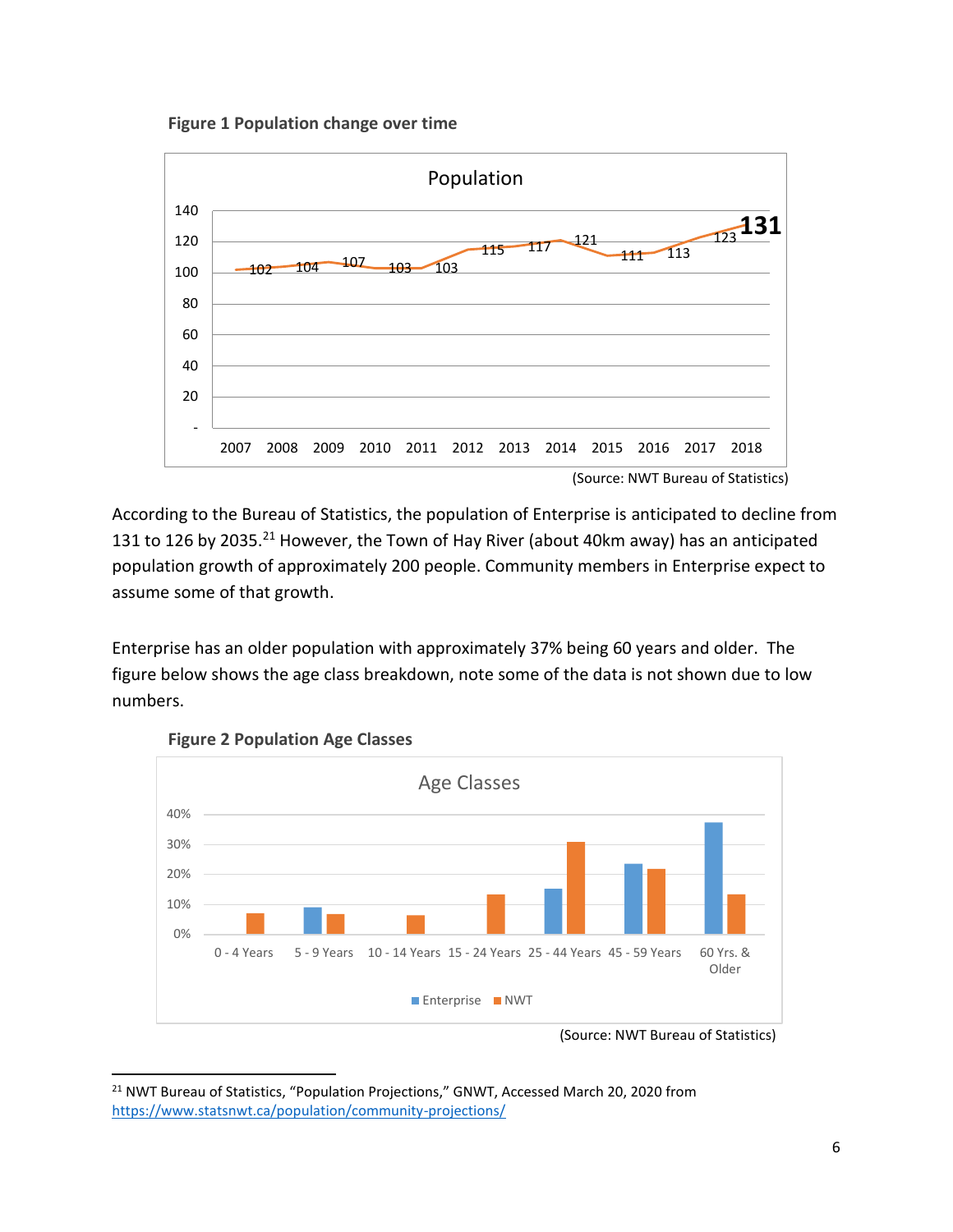**Figure 1 Population change over time**

(Source: NWT Bureau of Statistics)

According to the Bureau of Statistics, the population of Enterprise is anticipated to decline from 131 to 126 by 2035.[21] However, the Town of Hay River (about 40km away) has an anticipated population growth of approximately 200 people. Community members in Enterprise expect to assume some of that growth.

Enterprise has an older population with approximately 37% being 60 years and older. The figure below shows the age class breakdown, note some of the data is not shown due to low numbers.

**Figure 2 Population Age Classes**

(Source: NWT Bureau of Statistics)

---

[21] NWT Bureau of Statistics, "Population Projections," GNWT, Accessed March 20, 2020 from https://www.statsnwt.ca/population/community-projections/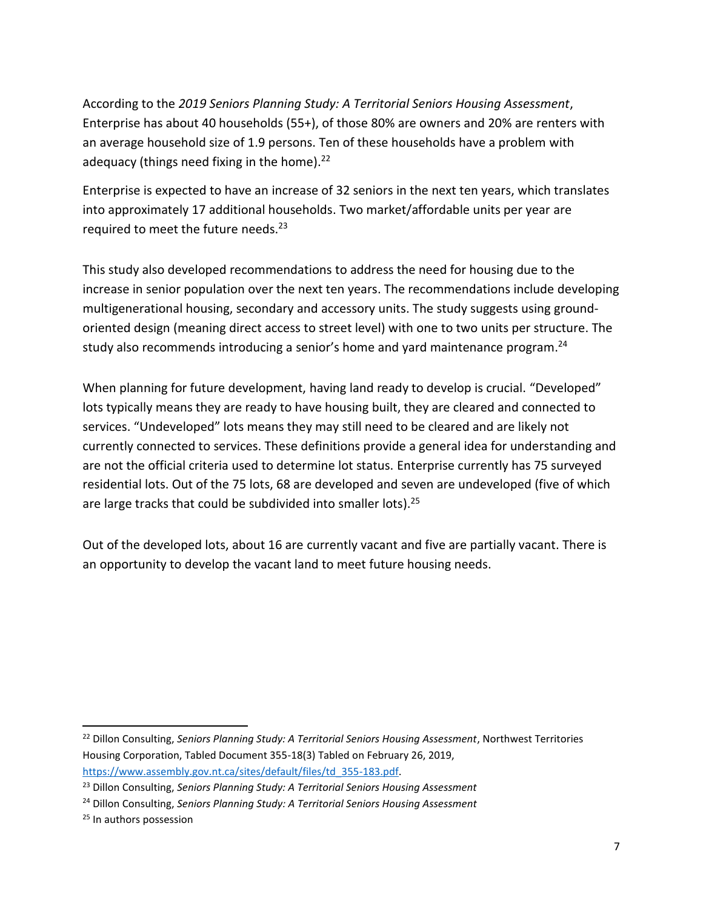According to the *2019 Seniors Planning Study: A Territorial Seniors Housing Assessment*, Enterprise has about 40 households (55+), of those 80% are owners and 20% are renters with an average household size of 1.9 persons. Ten of these households have a problem with adequacy (things need fixing in the home).[22]

Enterprise is expected to have an increase of 32 seniors in the next ten years, which translates into approximately 17 additional households. Two market/affordable units per year are required to meet the future needs.[23]

This study also developed recommendations to address the need for housing due to the increase in senior population over the next ten years. The recommendations include developing multigenerational housing, secondary and accessory units. The study suggests using ground-oriented design (meaning direct access to street level) with one to two units per structure. The study also recommends introducing a senior's home and yard maintenance program.[24]

When planning for future development, having land ready to develop is crucial. "Developed" lots typically means they are ready to have housing built, they are cleared and connected to services. "Undeveloped" lots means they may still need to be cleared and are likely not currently connected to services. These definitions provide a general idea for understanding and are not the official criteria used to determine lot status. Enterprise currently has 75 surveyed residential lots. Out of the 75 lots, 68 are developed and seven are undeveloped (five of which are large tracks that could be subdivided into smaller lots).[25]

Out of the developed lots, about 16 are currently vacant and five are partially vacant. There is an opportunity to develop the vacant land to meet future housing needs.

---

[22] Dillon Consulting, *Seniors Planning Study: A Territorial Seniors Housing Assessment*, Northwest Territories Housing Corporation, Tabled Document 355-18(3) Tabled on February 26, 2019, https://www.assembly.gov.nt.ca/sites/default/files/td_355-183.pdf.

[23] Dillon Consulting, *Seniors Planning Study: A Territorial Seniors Housing Assessment*

[24] Dillon Consulting, *Seniors Planning Study: A Territorial Seniors Housing Assessment*

[25] In authors possession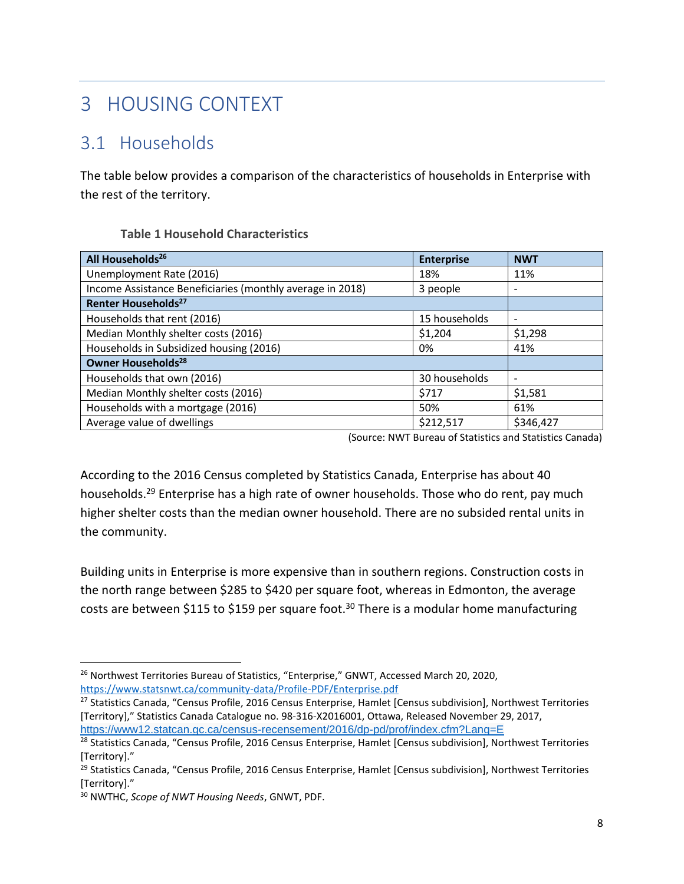# 3 HOUSING CONTEXT

## 3.1 Households

The table below provides a comparison of the characteristics of households in Enterprise with the rest of the territory.

**Table 1 Household Characteristics**

| **All Households**[26] | **Enterprise** | **NWT** |
|---|---|---|
| Unemployment Rate (2016) | 18% | 11% |
| Income Assistance Beneficiaries (monthly average in 2018) | 3 people | - |
| **Renter Households**[27] | | |
| Households that rent (2016) | 15 households | - |
| Median Monthly shelter costs (2016) | $1,204 | $1,298 |
| Households in Subsidized housing (2016) | 0% | 41% |
| **Owner Households**[28] | | |
| Households that own (2016) | 30 households | - |
| Median Monthly shelter costs (2016) | $717 | $1,581 |
| Households with a mortgage (2016) | 50% | 61% |
| Average value of dwellings | $212,517 | $346,427 |

(Source: NWT Bureau of Statistics and Statistics Canada)

According to the 2016 Census completed by Statistics Canada, Enterprise has about 40 households.[29] Enterprise has a high rate of owner households. Those who do rent, pay much higher shelter costs than the median owner household. There are no subsided rental units in the community.

Building units in Enterprise is more expensive than in southern regions. Construction costs in the north range between $285 to $420 per square foot, whereas in Edmonton, the average costs are between $115 to $159 per square foot.[30] There is a modular home manufacturing

---

[26] Northwest Territories Bureau of Statistics, "Enterprise," GNWT, Accessed March 20, 2020, https://www.statsnwt.ca/community-data/Profile-PDF/Enterprise.pdf

[27] Statistics Canada, "Census Profile, 2016 Census Enterprise, Hamlet [Census subdivision], Northwest Territories [Territory]," Statistics Canada Catalogue no. 98-316-X2016001, Ottawa, Released November 29, 2017, https://www12.statcan.gc.ca/census-recensement/2016/dp-pd/prof/index.cfm?Lang=E

[28] Statistics Canada, "Census Profile, 2016 Census Enterprise, Hamlet [Census subdivision], Northwest Territories [Territory]."

[29] Statistics Canada, "Census Profile, 2016 Census Enterprise, Hamlet [Census subdivision], Northwest Territories [Territory]."

[30] NWTHC, *Scope of NWT Housing Needs*, GNWT, PDF.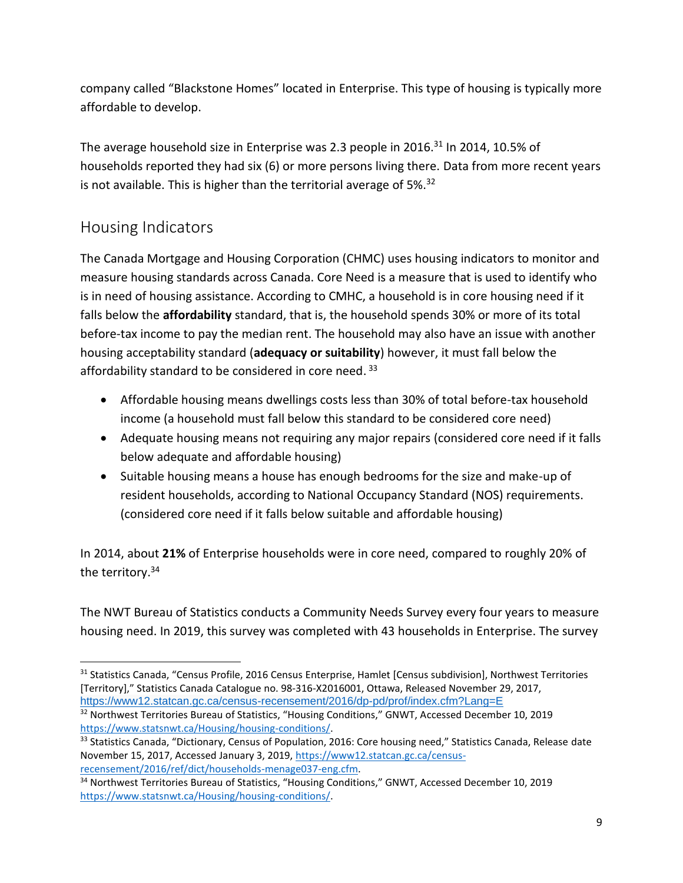company called "Blackstone Homes" located in Enterprise. This type of housing is typically more affordable to develop.

The average household size in Enterprise was 2.3 people in 2016.[31] In 2014, 10.5% of households reported they had six (6) or more persons living there. Data from more recent years is not available. This is higher than the territorial average of 5%.[32]

## Housing Indicators

The Canada Mortgage and Housing Corporation (CHMC) uses housing indicators to monitor and measure housing standards across Canada. Core Need is a measure that is used to identify who is in need of housing assistance. According to CMHC, a household is in core housing need if it falls below the **affordability** standard, that is, the household spends 30% or more of its total before-tax income to pay the median rent. The household may also have an issue with another housing acceptability standard (**adequacy or suitability**) however, it must fall below the affordability standard to be considered in core need.[33]

- Affordable housing means dwellings costs less than 30% of total before-tax household income (a household must fall below this standard to be considered core need)
- Adequate housing means not requiring any major repairs (considered core need if it falls below adequate and affordable housing)
- Suitable housing means a house has enough bedrooms for the size and make-up of resident households, according to National Occupancy Standard (NOS) requirements. (considered core need if it falls below suitable and affordable housing)

In 2014, about **21%** of Enterprise households were in core need, compared to roughly 20% of the territory.[34]

The NWT Bureau of Statistics conducts a Community Needs Survey every four years to measure housing need. In 2019, this survey was completed with 43 households in Enterprise. The survey

---

[31] Statistics Canada, "Census Profile, 2016 Census Enterprise, Hamlet [Census subdivision], Northwest Territories [Territory]," Statistics Canada Catalogue no. 98-316-X2016001, Ottawa, Released November 29, 2017, https://www12.statcan.gc.ca/census-recensement/2016/dp-pd/prof/index.cfm?Lang=E

[32] Northwest Territories Bureau of Statistics, "Housing Conditions," GNWT, Accessed December 10, 2019 https://www.statsnwt.ca/Housing/housing-conditions/.

[33] Statistics Canada, "Dictionary, Census of Population, 2016: Core housing need," Statistics Canada, Release date November 15, 2017, Accessed January 3, 2019, https://www12.statcan.gc.ca/census-recensement/2016/ref/dict/households-menage037-eng.cfm.

[34] Northwest Territories Bureau of Statistics, "Housing Conditions," GNWT, Accessed December 10, 2019 https://www.statsnwt.ca/Housing/housing-conditions/.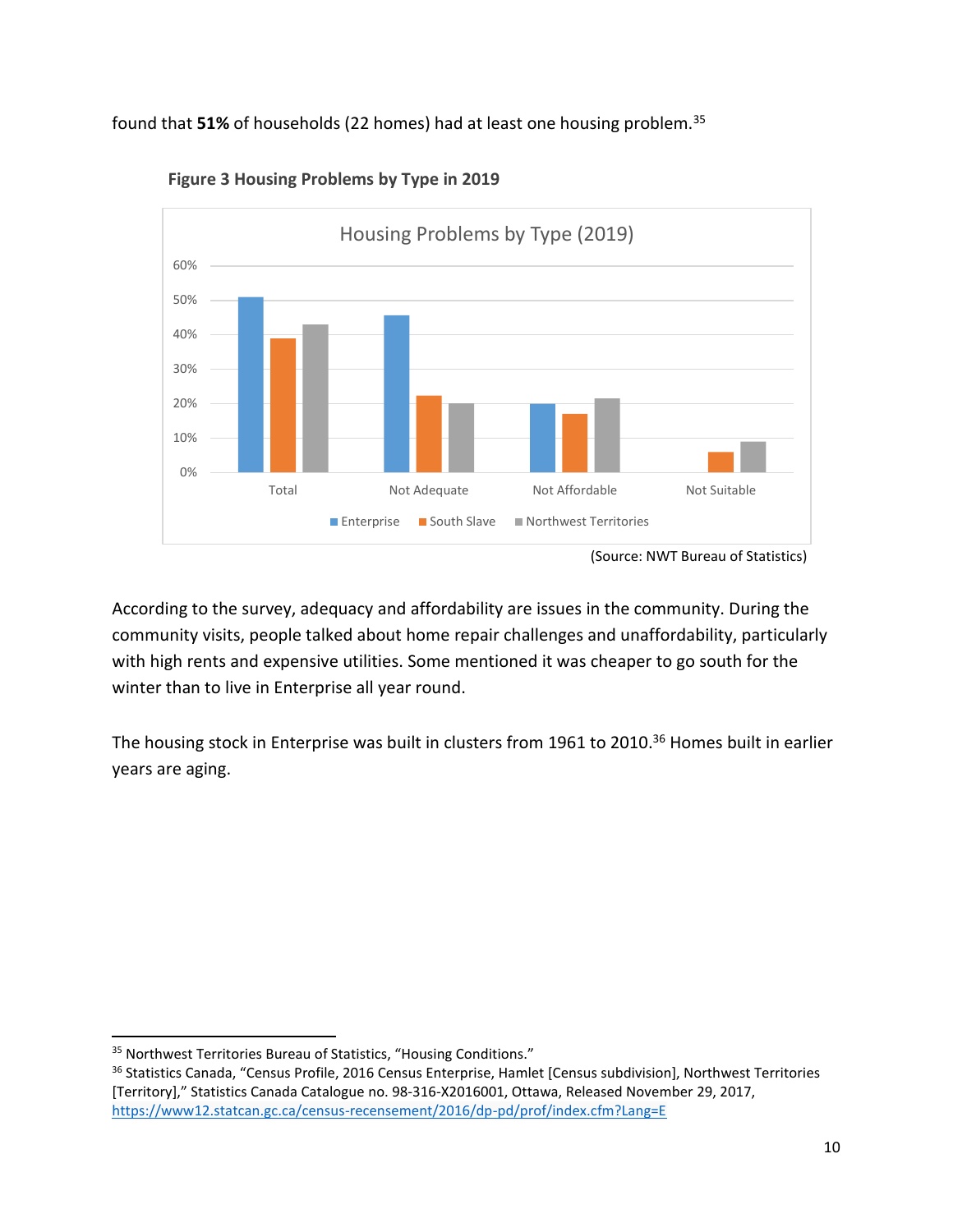found that **51%** of households (22 homes) had at least one housing problem.[35]

**Figure 3 Housing Problems by Type in 2019**

(Source: NWT Bureau of Statistics)

According to the survey, adequacy and affordability are issues in the community. During the community visits, people talked about home repair challenges and unaffordability, particularly with high rents and expensive utilities. Some mentioned it was cheaper to go south for the winter than to live in Enterprise all year round.

The housing stock in Enterprise was built in clusters from 1961 to 2010.[36] Homes built in earlier years are aging.

[35] Northwest Territories Bureau of Statistics, "Housing Conditions."

[36] Statistics Canada, "Census Profile, 2016 Census Enterprise, Hamlet [Census subdivision], Northwest Territories [Territory]," Statistics Canada Catalogue no. 98-316-X2016001, Ottawa, Released November 29, 2017, https://www12.statcan.gc.ca/census-recensement/2016/dp-pd/prof/index.cfm?Lang=E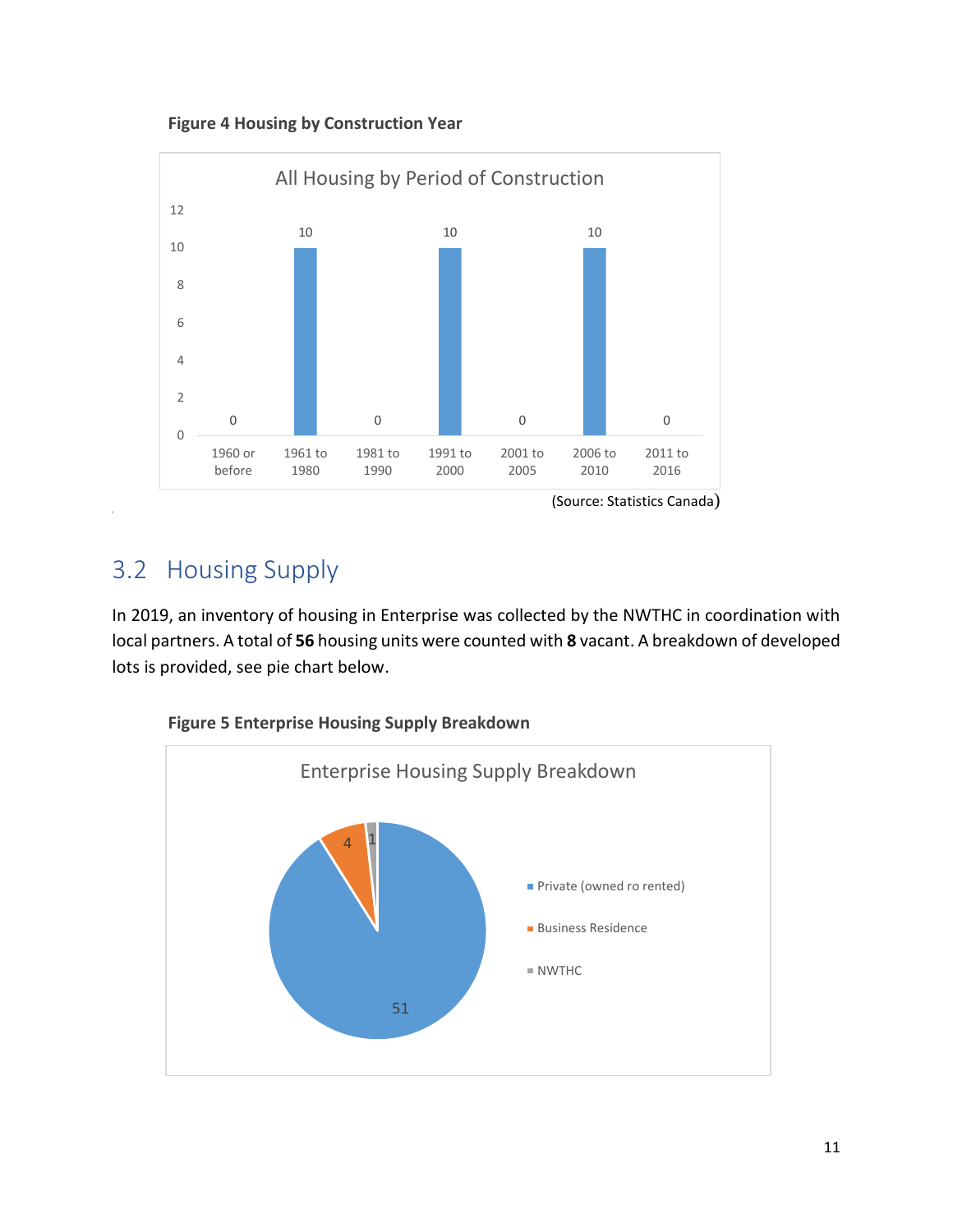**Figure 4 Housing by Construction Year**

(Source: Statistics Canada)

## 3.2 Housing Supply

In 2019, an inventory of housing in Enterprise was collected by the NWTHC in coordination with local partners. A total of **56** housing units were counted with **8** vacant. A breakdown of developed lots is provided, see pie chart below.

**Figure 5 Enterprise Housing Supply Breakdown**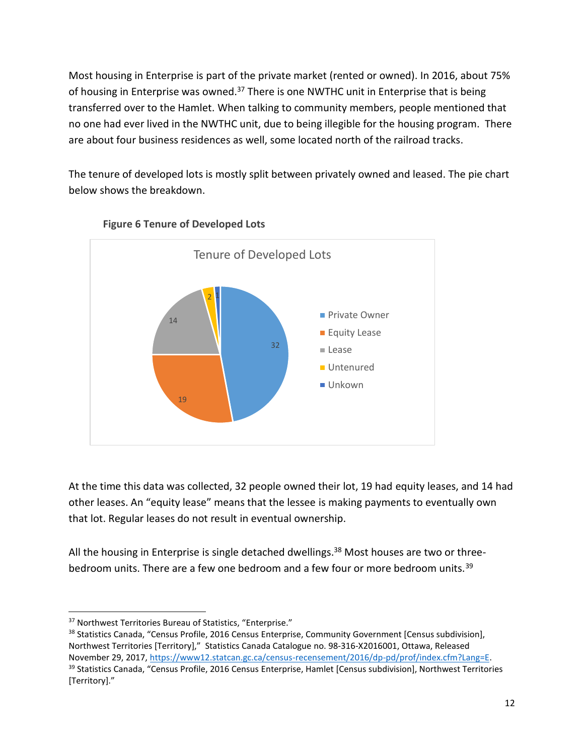Most housing in Enterprise is part of the private market (rented or owned). In 2016, about 75% of housing in Enterprise was owned.[37] There is one NWTHC unit in Enterprise that is being transferred over to the Hamlet. When talking to community members, people mentioned that no one had ever lived in the NWTHC unit, due to being illegible for the housing program. There are about four business residences as well, some located north of the railroad tracks.

The tenure of developed lots is mostly split between privately owned and leased. The pie chart below shows the breakdown.

**Figure 6 Tenure of Developed Lots**

| Tenure of Developed Lots | |
|---|---|
| Private Owner | 32 |
| Equity Lease | 19 |
| Lease | 14 |
| Untenured | 2 |
| Unkown | 1 |

At the time this data was collected, 32 people owned their lot, 19 had equity leases, and 14 had other leases. An "equity lease" means that the lessee is making payments to eventually own that lot. Regular leases do not result in eventual ownership.

All the housing in Enterprise is single detached dwellings.[38] Most houses are two or three-bedroom units. There are a few one bedroom and a few four or more bedroom units.[39]

---

[37] Northwest Territories Bureau of Statistics, "Enterprise."

[38] Statistics Canada, "Census Profile, 2016 Census Enterprise, Community Government [Census subdivision], Northwest Territories [Territory]," Statistics Canada Catalogue no. 98-316-X2016001, Ottawa, Released November 29, 2017, https://www12.statcan.gc.ca/census-recensement/2016/dp-pd/prof/index.cfm?Lang=E.

[39] Statistics Canada, "Census Profile, 2016 Census Enterprise, Hamlet [Census subdivision], Northwest Territories [Territory]."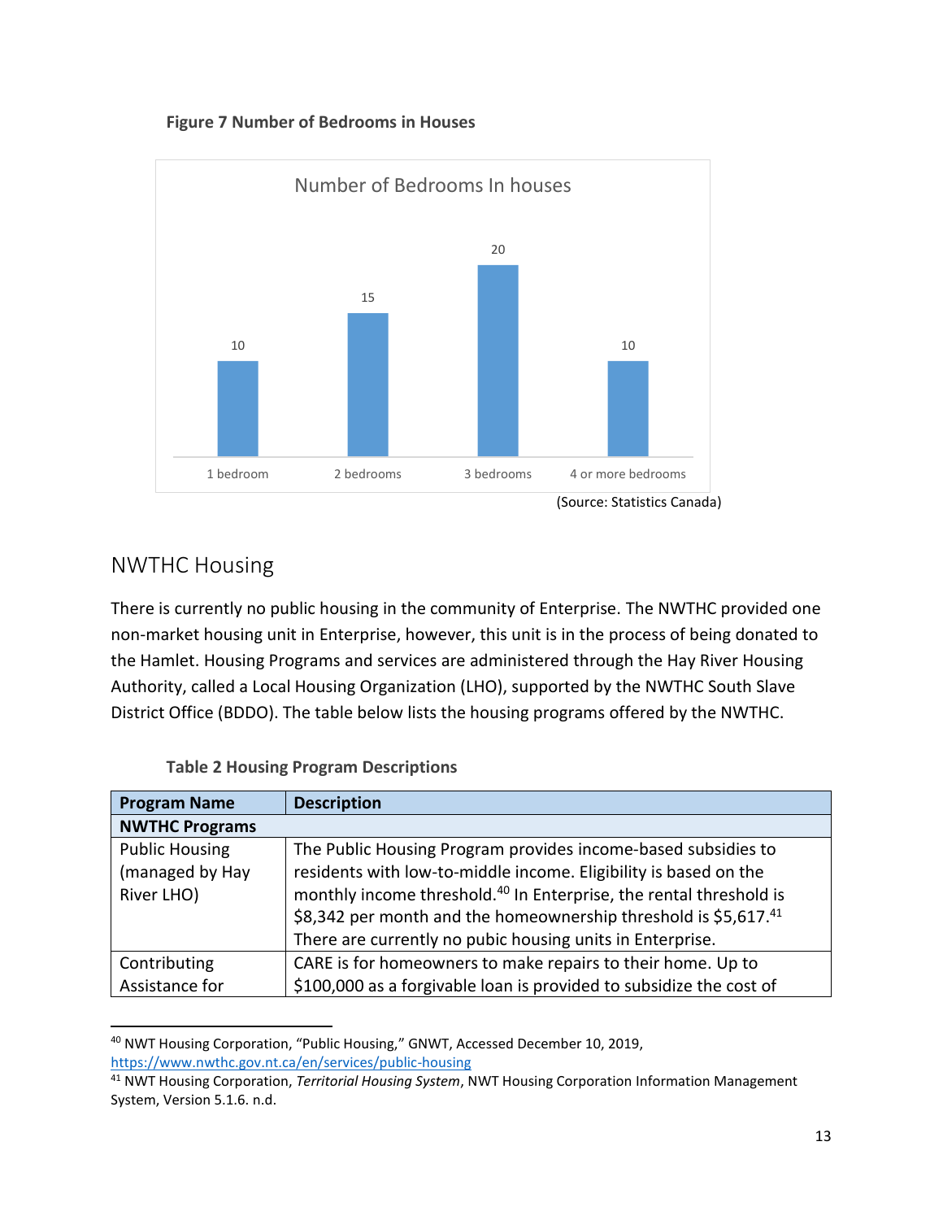**Figure 7 Number of Bedrooms in Houses**

| Number of Bedrooms In houses | Count |
|---|---|
| 1 bedroom | 10 |
| 2 bedrooms | 15 |
| 3 bedrooms | 20 |
| 4 or more bedrooms | 10 |

(Source: Statistics Canada)

## NWTHC Housing

There is currently no public housing in the community of Enterprise. The NWTHC provided one non-market housing unit in Enterprise, however, this unit is in the process of being donated to the Hamlet. Housing Programs and services are administered through the Hay River Housing Authority, called a Local Housing Organization (LHO), supported by the NWTHC South Slave District Office (BDDO). The table below lists the housing programs offered by the NWTHC.

**Table 2 Housing Program Descriptions**

| Program Name | Description |
|---|---|
| **NWTHC Programs** | |
| Public Housing (managed by Hay River LHO) | The Public Housing Program provides income-based subsidies to residents with low-to-middle income. Eligibility is based on the monthly income threshold.[40] In Enterprise, the rental threshold is $8,342 per month and the homeownership threshold is $5,617.[41] There are currently no pubic housing units in Enterprise. |
| Contributing Assistance for | CARE is for homeowners to make repairs to their home. Up to $100,000 as a forgivable loan is provided to subsidize the cost of |

[40] NWT Housing Corporation, "Public Housing," GNWT, Accessed December 10, 2019, https://www.nwthc.gov.nt.ca/en/services/public-housing

[41] NWT Housing Corporation, *Territorial Housing System*, NWT Housing Corporation Information Management System, Version 5.1.6. n.d.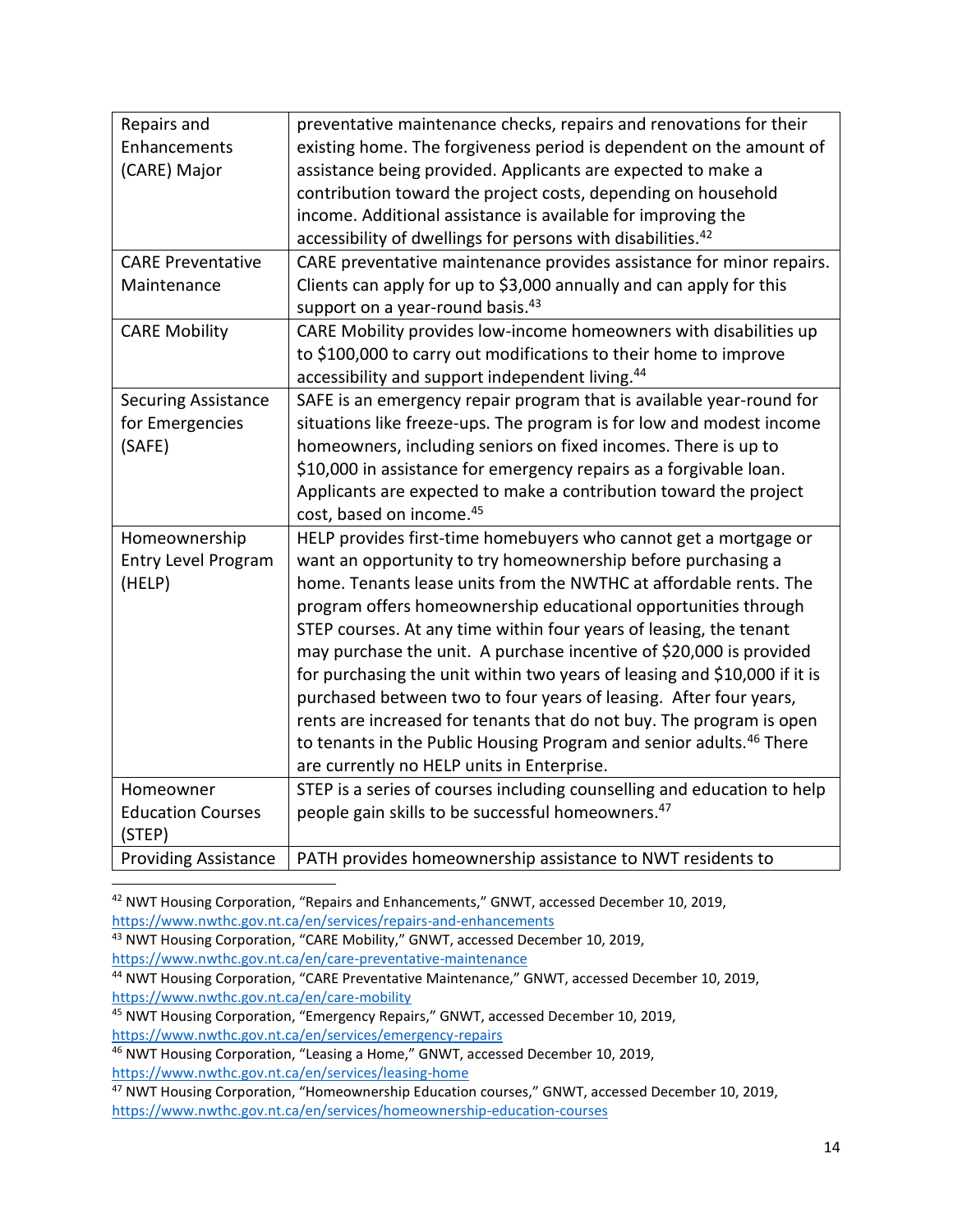| | |
|---|---|
| Repairs and Enhancements (CARE) Major | preventative maintenance checks, repairs and renovations for their existing home. The forgiveness period is dependent on the amount of assistance being provided. Applicants are expected to make a contribution toward the project costs, depending on household income. Additional assistance is available for improving the accessibility of dwellings for persons with disabilities.[42] |
| CARE Preventative Maintenance | CARE preventative maintenance provides assistance for minor repairs. Clients can apply for up to $3,000 annually and can apply for this support on a year-round basis.[43] |
| CARE Mobility | CARE Mobility provides low-income homeowners with disabilities up to $100,000 to carry out modifications to their home to improve accessibility and support independent living.[44] |
| Securing Assistance for Emergencies (SAFE) | SAFE is an emergency repair program that is available year-round for situations like freeze-ups. The program is for low and modest income homeowners, including seniors on fixed incomes. There is up to $10,000 in assistance for emergency repairs as a forgivable loan. Applicants are expected to make a contribution toward the project cost, based on income.[45] |
| Homeownership Entry Level Program (HELP) | HELP provides first-time homebuyers who cannot get a mortgage or want an opportunity to try homeownership before purchasing a home. Tenants lease units from the NWTHC at affordable rents. The program offers homeownership educational opportunities through STEP courses. At any time within four years of leasing, the tenant may purchase the unit. A purchase incentive of $20,000 is provided for purchasing the unit within two years of leasing and $10,000 if it is purchased between two to four years of leasing. After four years, rents are increased for tenants that do not buy. The program is open to tenants in the Public Housing Program and senior adults.[46] There are currently no HELP units in Enterprise. |
| Homeowner Education Courses (STEP) | STEP is a series of courses including counselling and education to help people gain skills to be successful homeowners.[47] |
| Providing Assistance | PATH provides homeownership assistance to NWT residents to |

[42] NWT Housing Corporation, "Repairs and Enhancements," GNWT, accessed December 10, 2019, https://www.nwthc.gov.nt.ca/en/services/repairs-and-enhancements

[43] NWT Housing Corporation, "CARE Mobility," GNWT, accessed December 10, 2019, https://www.nwthc.gov.nt.ca/en/care-preventative-maintenance

[44] NWT Housing Corporation, "CARE Preventative Maintenance," GNWT, accessed December 10, 2019, https://www.nwthc.gov.nt.ca/en/care-mobility

[45] NWT Housing Corporation, "Emergency Repairs," GNWT, accessed December 10, 2019, https://www.nwthc.gov.nt.ca/en/services/emergency-repairs

[46] NWT Housing Corporation, "Leasing a Home," GNWT, accessed December 10, 2019, https://www.nwthc.gov.nt.ca/en/services/leasing-home

[47] NWT Housing Corporation, "Homeownership Education courses," GNWT, accessed December 10, 2019, https://www.nwthc.gov.nt.ca/en/services/homeownership-education-courses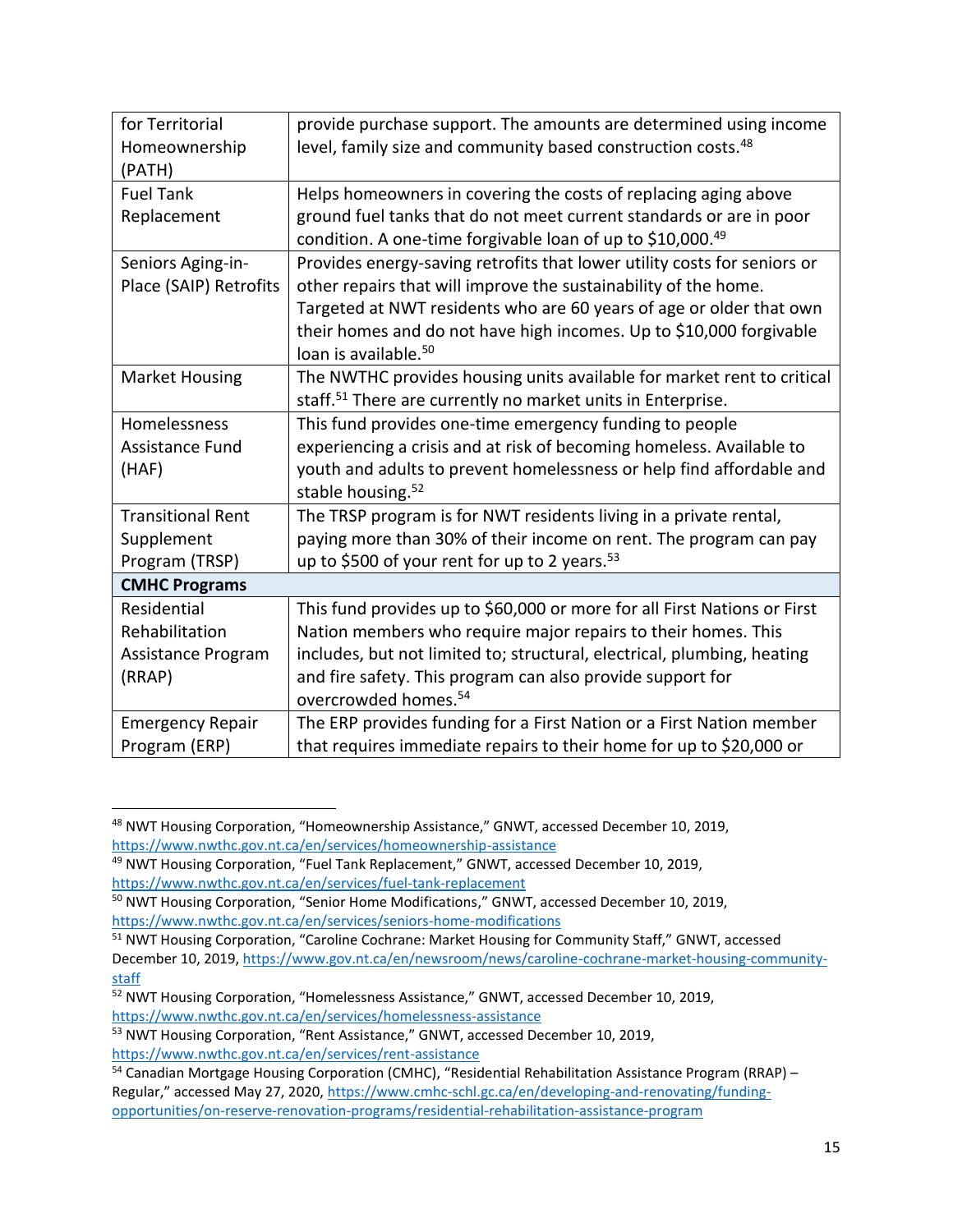| for Territorial Homeownership (PATH) | provide purchase support. The amounts are determined using income level, family size and community based construction costs.[48] |
|---|---|
| Fuel Tank Replacement | Helps homeowners in covering the costs of replacing aging above ground fuel tanks that do not meet current standards or are in poor condition. A one-time forgivable loan of up to $10,000.[49] |
| Seniors Aging-in-Place (SAIP) Retrofits | Provides energy-saving retrofits that lower utility costs for seniors or other repairs that will improve the sustainability of the home. Targeted at NWT residents who are 60 years of age or older that own their homes and do not have high incomes. Up to $10,000 forgivable loan is available.[50] |
| Market Housing | The NWTHC provides housing units available for market rent to critical staff.[51] There are currently no market units in Enterprise. |
| Homelessness Assistance Fund (HAF) | This fund provides one-time emergency funding to people experiencing a crisis and at risk of becoming homeless. Available to youth and adults to prevent homelessness or help find affordable and stable housing.[52] |
| Transitional Rent Supplement Program (TRSP) | The TRSP program is for NWT residents living in a private rental, paying more than 30% of their income on rent. The program can pay up to $500 of your rent for up to 2 years.[53] |
| **CMHC Programs** | |
| Residential Rehabilitation Assistance Program (RRAP) | This fund provides up to $60,000 or more for all First Nations or First Nation members who require major repairs to their homes. This includes, but not limited to; structural, electrical, plumbing, heating and fire safety. This program can also provide support for overcrowded homes.[54] |
| Emergency Repair Program (ERP) | The ERP provides funding for a First Nation or a First Nation member that requires immediate repairs to their home for up to $20,000 or |

[48] NWT Housing Corporation, "Homeownership Assistance," GNWT, accessed December 10, 2019, https://www.nwthc.gov.nt.ca/en/services/homeownership-assistance

[49] NWT Housing Corporation, "Fuel Tank Replacement," GNWT, accessed December 10, 2019, https://www.nwthc.gov.nt.ca/en/services/fuel-tank-replacement

[50] NWT Housing Corporation, "Senior Home Modifications," GNWT, accessed December 10, 2019, https://www.nwthc.gov.nt.ca/en/services/seniors-home-modifications

[51] NWT Housing Corporation, "Caroline Cochrane: Market Housing for Community Staff," GNWT, accessed December 10, 2019, https://www.gov.nt.ca/en/newsroom/news/caroline-cochrane-market-housing-community-staff

[52] NWT Housing Corporation, "Homelessness Assistance," GNWT, accessed December 10, 2019, https://www.nwthc.gov.nt.ca/en/services/homelessness-assistance

[53] NWT Housing Corporation, "Rent Assistance," GNWT, accessed December 10, 2019, https://www.nwthc.gov.nt.ca/en/services/rent-assistance

[54] Canadian Mortgage Housing Corporation (CMHC), "Residential Rehabilitation Assistance Program (RRAP) – Regular," accessed May 27, 2020, https://www.cmhc-schl.gc.ca/en/developing-and-renovating/funding-opportunities/on-reserve-renovation-programs/residential-rehabilitation-assistance-program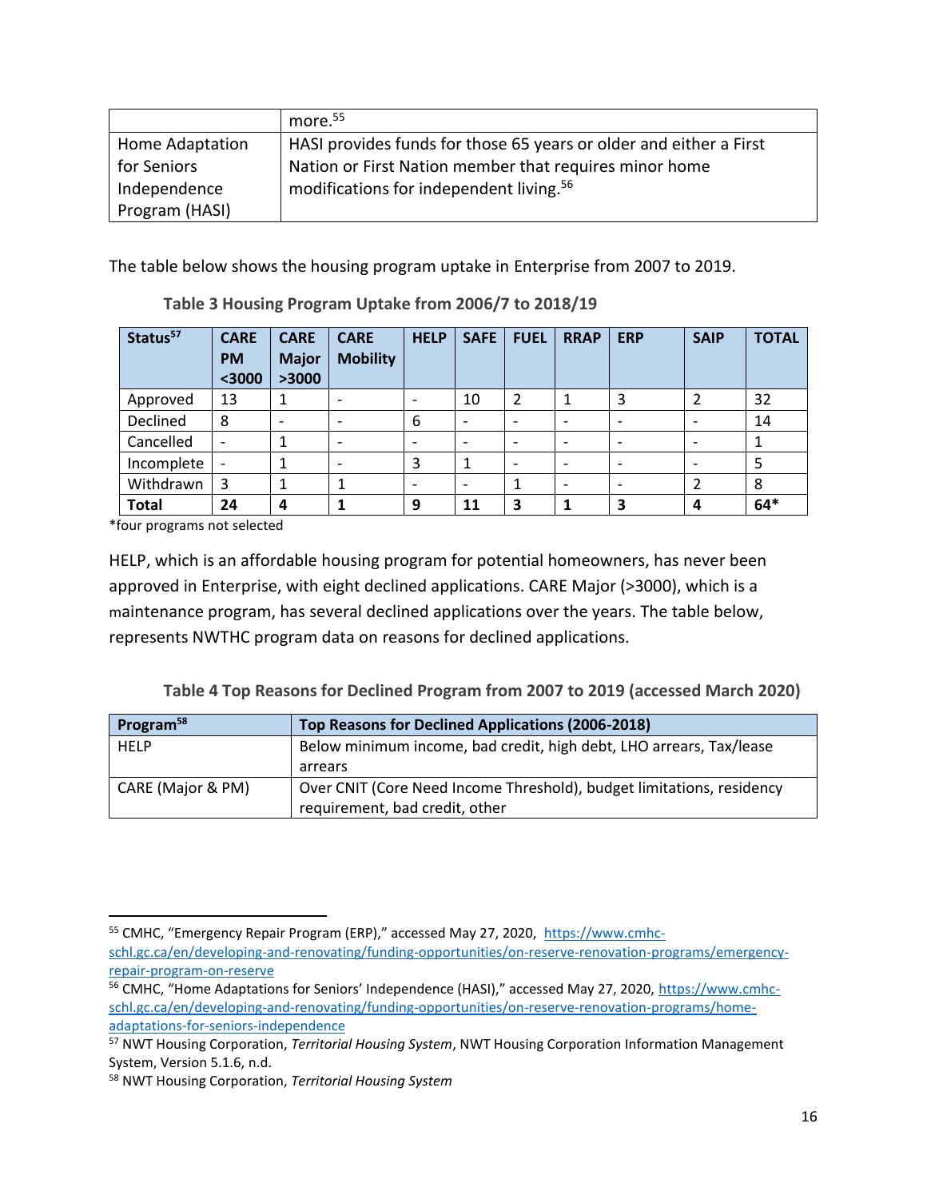| | more.[55] |
|---|---|
| Home Adaptation for Seniors Independence Program (HASI) | HASI provides funds for those 65 years or older and either a First Nation or First Nation member that requires minor home modifications for independent living.[56] |

The table below shows the housing program uptake in Enterprise from 2007 to 2019.

**Table 3 Housing Program Uptake from 2006/7 to 2018/19**

| Status[57] | CARE PM <3000 | CARE Major >3000 | CARE Mobility | HELP | SAFE | FUEL | RRAP | ERP | SAIP | TOTAL |
|---|---|---|---|---|---|---|---|---|---|---|
| Approved | 13 | 1 | - | - | 10 | 2 | 1 | 3 | 2 | 32 |
| Declined | 8 | - | - | 6 | - | - | - | - | - | 14 |
| Cancelled | - | 1 | - | - | - | - | - | - | - | 1 |
| Incomplete | - | 1 | - | 3 | 1 | - | - | - | - | 5 |
| Withdrawn | 3 | 1 | 1 | - | - | 1 | - | - | 2 | 8 |
| **Total** | **24** | **4** | **1** | **9** | **11** | **3** | **1** | **3** | **4** | **64*** |

*four programs not selected

HELP, which is an affordable housing program for potential homeowners, has never been approved in Enterprise, with eight declined applications. CARE Major (>3000), which is a maintenance program, has several declined applications over the years. The table below, represents NWTHC program data on reasons for declined applications.

**Table 4 Top Reasons for Declined Program from 2007 to 2019 (accessed March 2020)**

| Program[58] | Top Reasons for Declined Applications (2006-2018) |
|---|---|
| HELP | Below minimum income, bad credit, high debt, LHO arrears, Tax/lease arrears |
| CARE (Major & PM) | Over CNIT (Core Need Income Threshold), budget limitations, residency requirement, bad credit, other |

---

[55] CMHC, "Emergency Repair Program (ERP)," accessed May 27, 2020, https://www.cmhc-schl.gc.ca/en/developing-and-renovating/funding-opportunities/on-reserve-renovation-programs/emergency-repair-program-on-reserve

[56] CMHC, "Home Adaptations for Seniors' Independence (HASI)," accessed May 27, 2020, https://www.cmhc-schl.gc.ca/en/developing-and-renovating/funding-opportunities/on-reserve-renovation-programs/home-adaptations-for-seniors-independence

[57] NWT Housing Corporation, *Territorial Housing System*, NWT Housing Corporation Information Management System, Version 5.1.6, n.d.

[58] NWT Housing Corporation, *Territorial Housing System*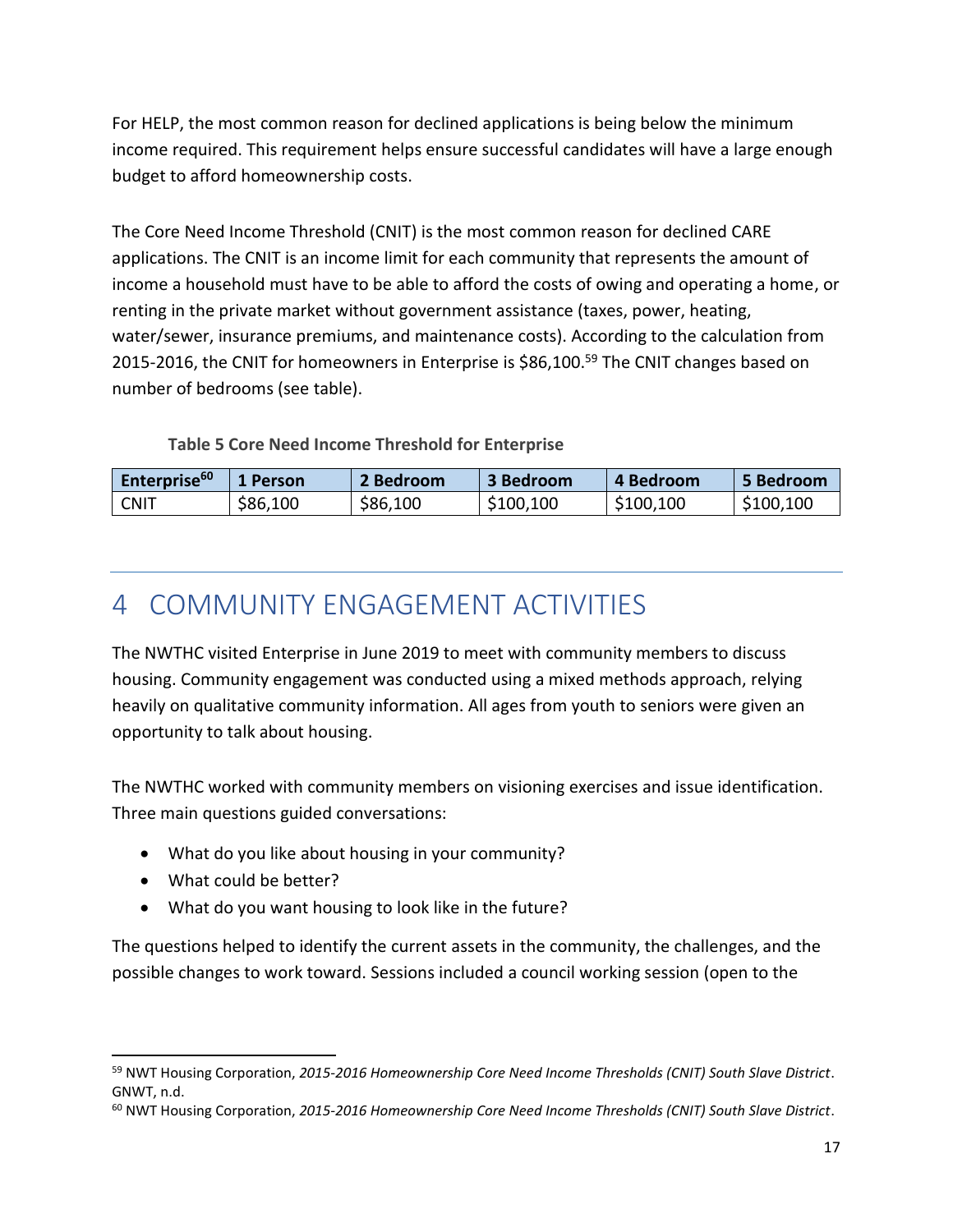For HELP, the most common reason for declined applications is being below the minimum income required. This requirement helps ensure successful candidates will have a large enough budget to afford homeownership costs.

The Core Need Income Threshold (CNIT) is the most common reason for declined CARE applications. The CNIT is an income limit for each community that represents the amount of income a household must have to be able to afford the costs of owing and operating a home, or renting in the private market without government assistance (taxes, power, heating, water/sewer, insurance premiums, and maintenance costs). According to the calculation from 2015-2016, the CNIT for homeowners in Enterprise is $86,100.[59] The CNIT changes based on number of bedrooms (see table).

**Table 5 Core Need Income Threshold for Enterprise**

| Enterprise[60] | 1 Person | 2 Bedroom | 3 Bedroom | 4 Bedroom | 5 Bedroom |
|---|---|---|---|---|---|
| CNIT | $86,100 | $86,100 | $100,100 | $100,100 | $100,100 |

# 4 COMMUNITY ENGAGEMENT ACTIVITIES

The NWTHC visited Enterprise in June 2019 to meet with community members to discuss housing. Community engagement was conducted using a mixed methods approach, relying heavily on qualitative community information. All ages from youth to seniors were given an opportunity to talk about housing.

The NWTHC worked with community members on visioning exercises and issue identification. Three main questions guided conversations:

- What do you like about housing in your community?
- What could be better?
- What do you want housing to look like in the future?

The questions helped to identify the current assets in the community, the challenges, and the possible changes to work toward. Sessions included a council working session (open to the

---

[59] NWT Housing Corporation, *2015-2016 Homeownership Core Need Income Thresholds (CNIT) South Slave District*. GNWT, n.d.

[60] NWT Housing Corporation, *2015-2016 Homeownership Core Need Income Thresholds (CNIT) South Slave District*.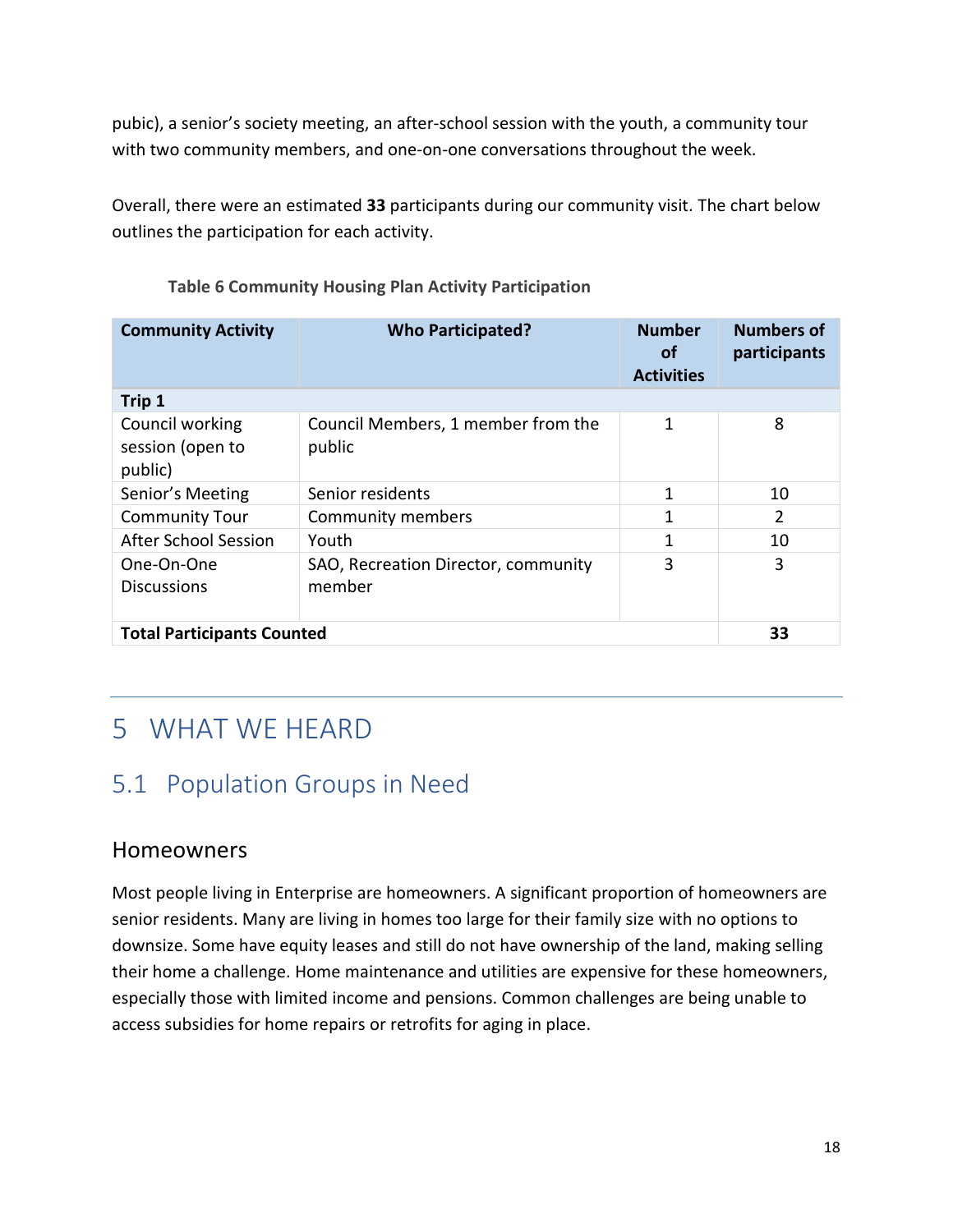pubic), a senior's society meeting, an after-school session with the youth, a community tour with two community members, and one-on-one conversations throughout the week.

Overall, there were an estimated **33** participants during our community visit. The chart below outlines the participation for each activity.

**Table 6 Community Housing Plan Activity Participation**

| Community Activity | Who Participated? | Number of Activities | Numbers of participants |
|---|---|---|---|
| **Trip 1** | | | |
| Council working session (open to public) | Council Members, 1 member from the public | 1 | 8 |
| Senior's Meeting | Senior residents | 1 | 10 |
| Community Tour | Community members | 1 | 2 |
| After School Session | Youth | 1 | 10 |
| One-On-One Discussions | SAO, Recreation Director, community member | 3 | 3 |
| **Total Participants Counted** | | | **33** |

# 5 WHAT WE HEARD

## 5.1 Population Groups in Need

### Homeowners

Most people living in Enterprise are homeowners. A significant proportion of homeowners are senior residents. Many are living in homes too large for their family size with no options to downsize. Some have equity leases and still do not have ownership of the land, making selling their home a challenge. Home maintenance and utilities are expensive for these homeowners, especially those with limited income and pensions. Common challenges are being unable to access subsidies for home repairs or retrofits for aging in place.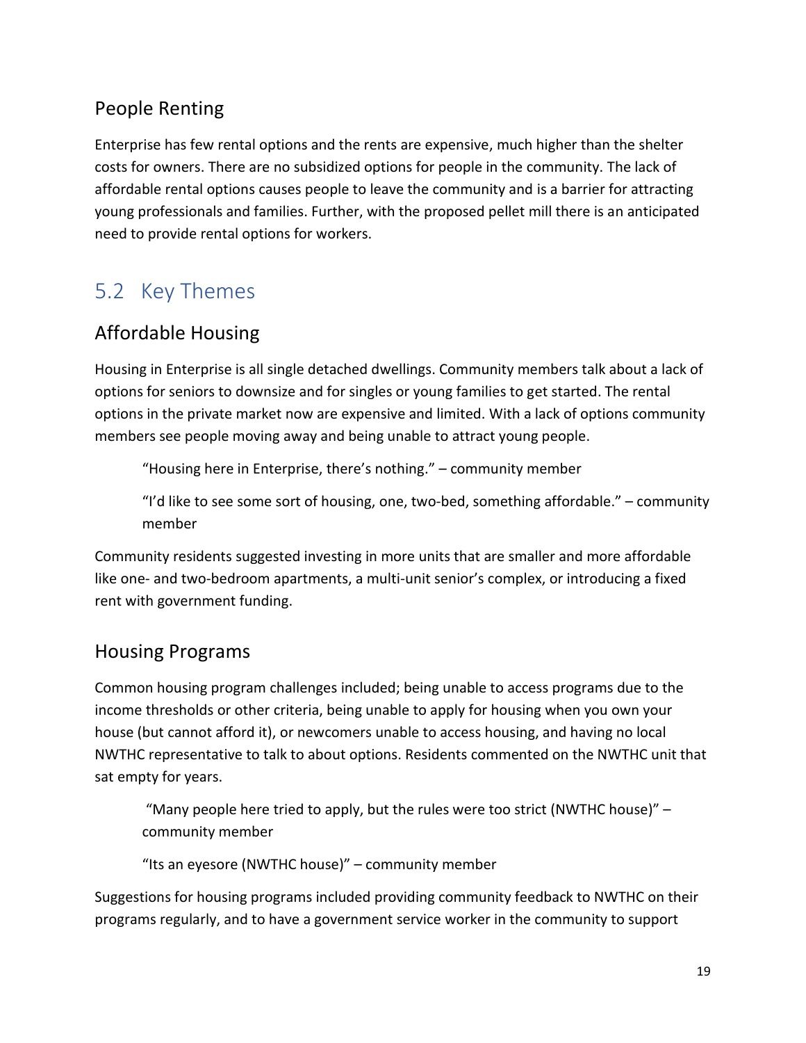### People Renting

Enterprise has few rental options and the rents are expensive, much higher than the shelter costs for owners. There are no subsidized options for people in the community. The lack of affordable rental options causes people to leave the community and is a barrier for attracting young professionals and families. Further, with the proposed pellet mill there is an anticipated need to provide rental options for workers.

## 5.2 Key Themes

### Affordable Housing

Housing in Enterprise is all single detached dwellings. Community members talk about a lack of options for seniors to downsize and for singles or young families to get started. The rental options in the private market now are expensive and limited. With a lack of options community members see people moving away and being unable to attract young people.

> "Housing here in Enterprise, there's nothing." – community member

> "I'd like to see some sort of housing, one, two-bed, something affordable." – community member

Community residents suggested investing in more units that are smaller and more affordable like one- and two-bedroom apartments, a multi-unit senior's complex, or introducing a fixed rent with government funding.

### Housing Programs

Common housing program challenges included; being unable to access programs due to the income thresholds or other criteria, being unable to apply for housing when you own your house (but cannot afford it), or newcomers unable to access housing, and having no local NWTHC representative to talk to about options. Residents commented on the NWTHC unit that sat empty for years.

> "Many people here tried to apply, but the rules were too strict (NWTHC house)" – community member

> "Its an eyesore (NWTHC house)" – community member

Suggestions for housing programs included providing community feedback to NWTHC on their programs regularly, and to have a government service worker in the community to support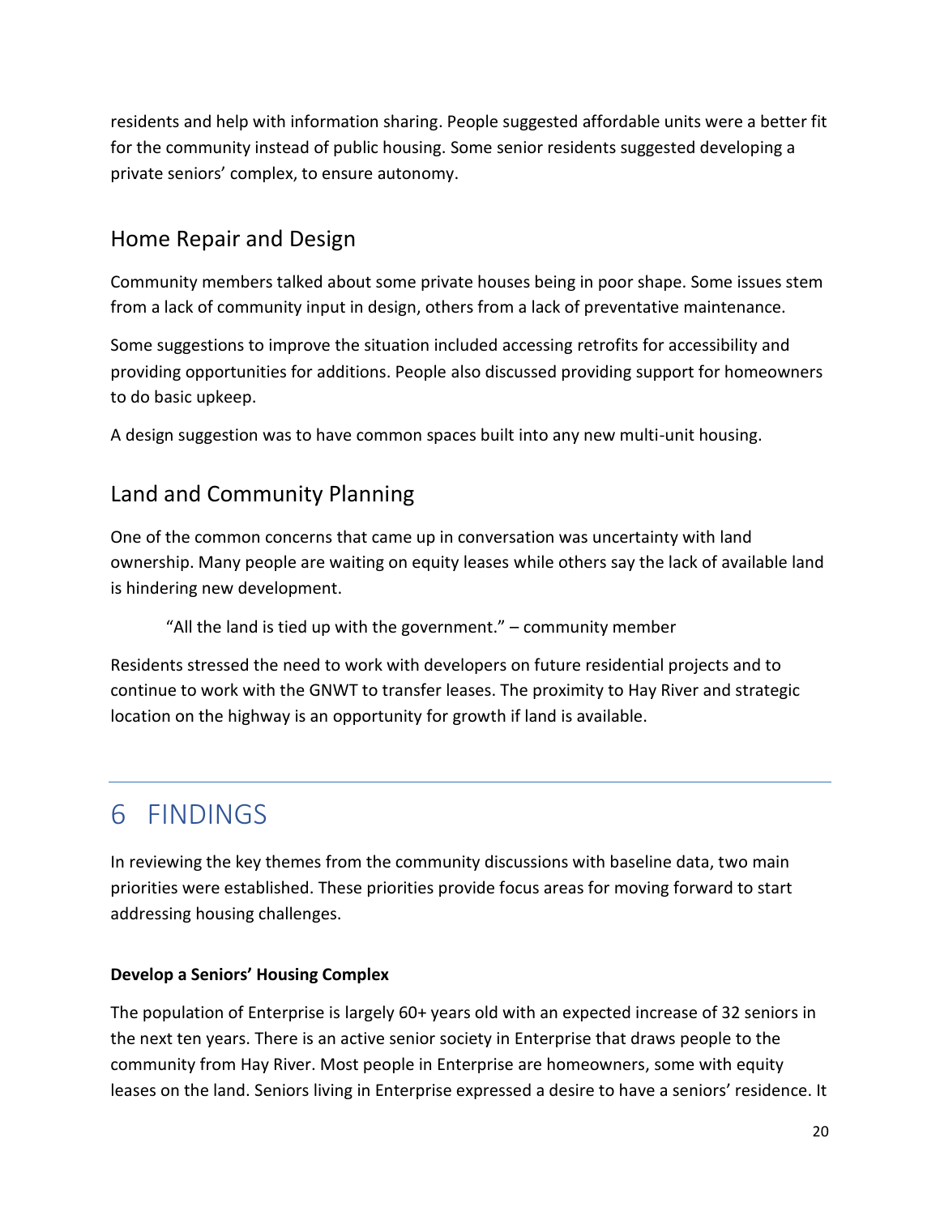residents and help with information sharing. People suggested affordable units were a better fit for the community instead of public housing. Some senior residents suggested developing a private seniors' complex, to ensure autonomy.

## Home Repair and Design

Community members talked about some private houses being in poor shape. Some issues stem from a lack of community input in design, others from a lack of preventative maintenance.

Some suggestions to improve the situation included accessing retrofits for accessibility and providing opportunities for additions. People also discussed providing support for homeowners to do basic upkeep.

A design suggestion was to have common spaces built into any new multi-unit housing.

## Land and Community Planning

One of the common concerns that came up in conversation was uncertainty with land ownership. Many people are waiting on equity leases while others say the lack of available land is hindering new development.

> "All the land is tied up with the government." – community member

Residents stressed the need to work with developers on future residential projects and to continue to work with the GNWT to transfer leases. The proximity to Hay River and strategic location on the highway is an opportunity for growth if land is available.

# 6 FINDINGS

In reviewing the key themes from the community discussions with baseline data, two main priorities were established. These priorities provide focus areas for moving forward to start addressing housing challenges.

**Develop a Seniors' Housing Complex**

The population of Enterprise is largely 60+ years old with an expected increase of 32 seniors in the next ten years. There is an active senior society in Enterprise that draws people to the community from Hay River. Most people in Enterprise are homeowners, some with equity leases on the land. Seniors living in Enterprise expressed a desire to have a seniors' residence. It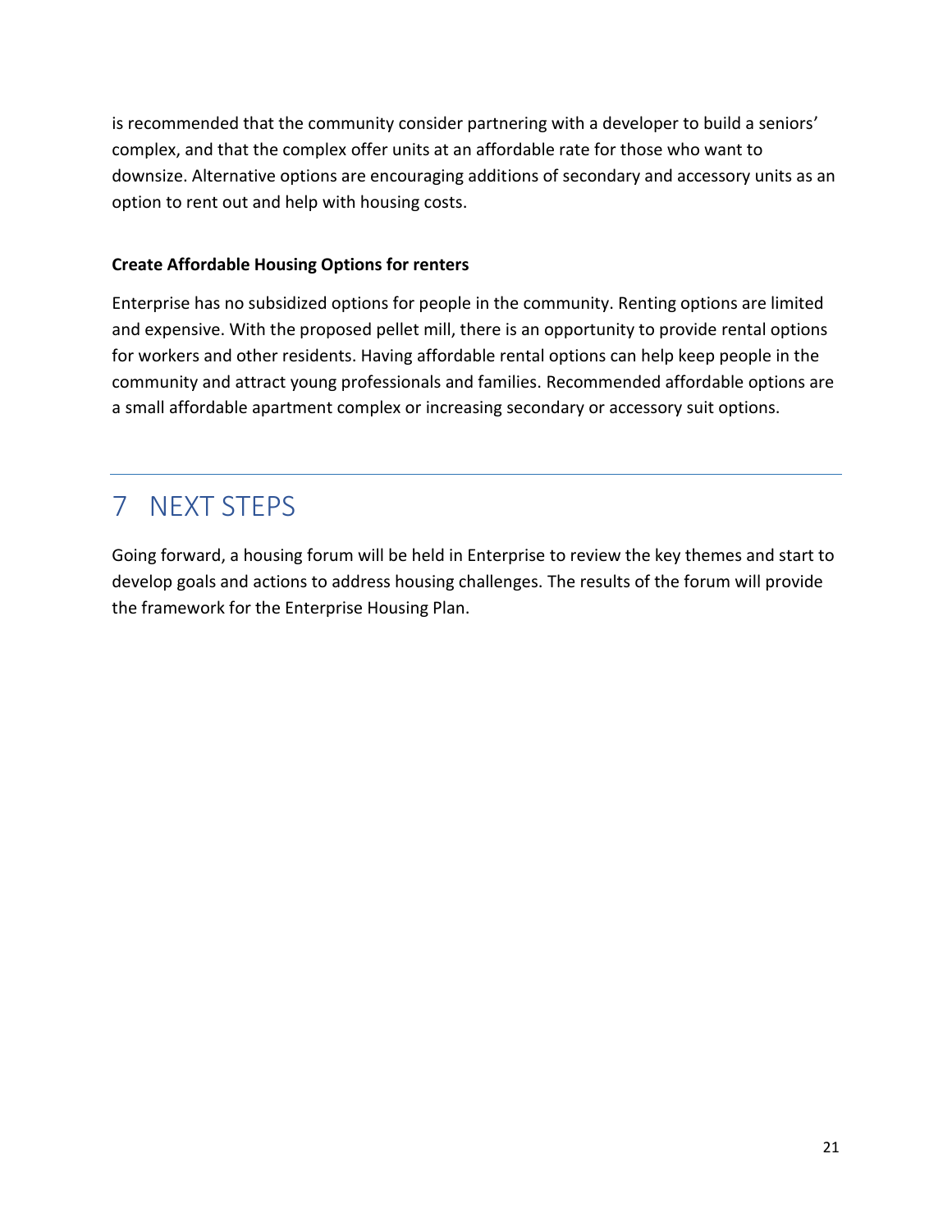is recommended that the community consider partnering with a developer to build a seniors' complex, and that the complex offer units at an affordable rate for those who want to downsize. Alternative options are encouraging additions of secondary and accessory units as an option to rent out and help with housing costs.

**Create Affordable Housing Options for renters**

Enterprise has no subsidized options for people in the community. Renting options are limited and expensive. With the proposed pellet mill, there is an opportunity to provide rental options for workers and other residents. Having affordable rental options can help keep people in the community and attract young professionals and families. Recommended affordable options are a small affordable apartment complex or increasing secondary or accessory suit options.

# 7 NEXT STEPS

Going forward, a housing forum will be held in Enterprise to review the key themes and start to develop goals and actions to address housing challenges. The results of the forum will provide the framework for the Enterprise Housing Plan.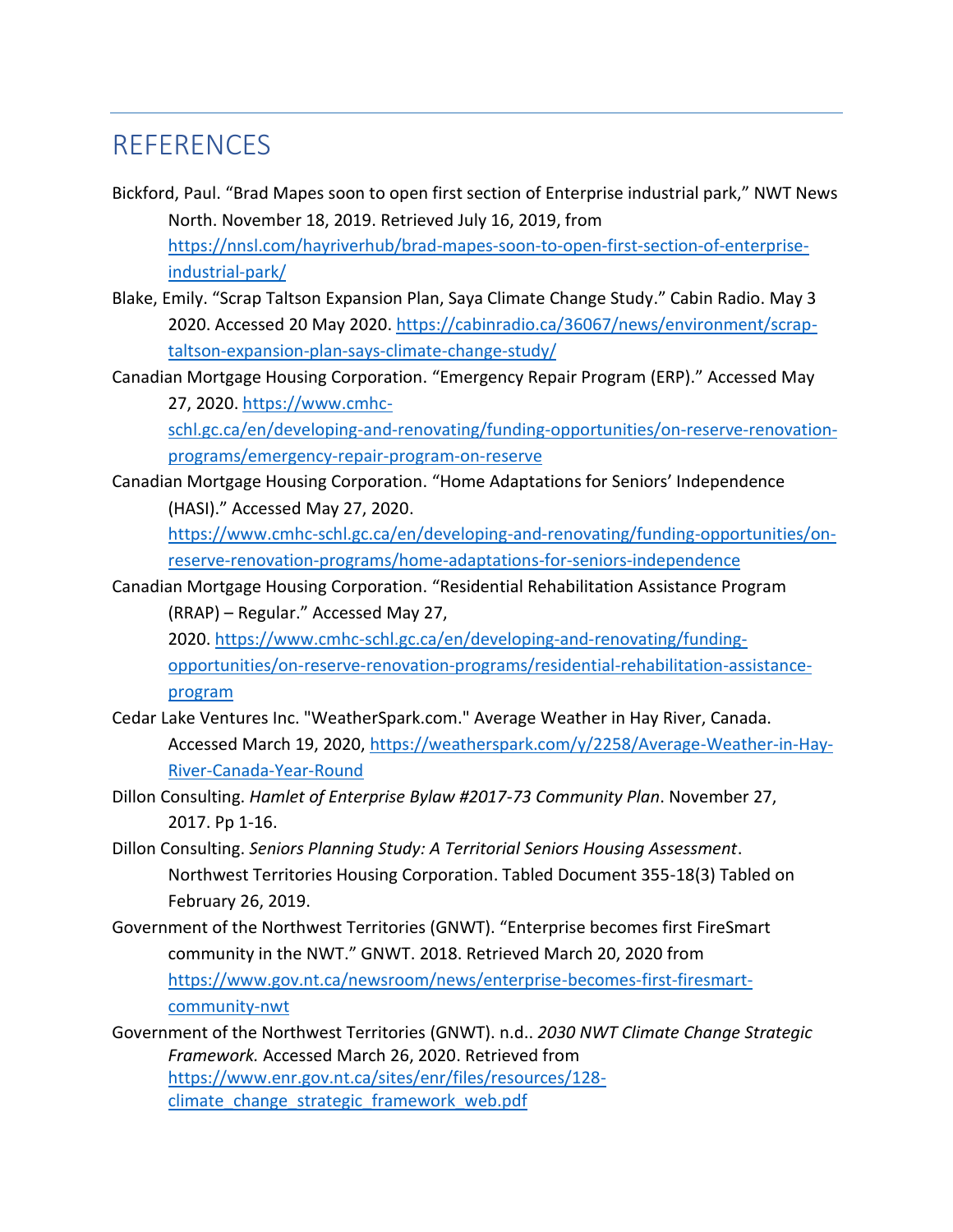# REFERENCES

Bickford, Paul. "Brad Mapes soon to open first section of Enterprise industrial park," NWT News North. November 18, 2019. Retrieved July 16, 2019, from https://nnsl.com/hayriverhub/brad-mapes-soon-to-open-first-section-of-enterprise-industrial-park/

Blake, Emily. "Scrap Taltson Expansion Plan, Saya Climate Change Study." Cabin Radio. May 3 2020. Accessed 20 May 2020. https://cabinradio.ca/36067/news/environment/scrap-taltson-expansion-plan-says-climate-change-study/

Canadian Mortgage Housing Corporation. "Emergency Repair Program (ERP)." Accessed May 27, 2020. https://www.cmhc-schl.gc.ca/en/developing-and-renovating/funding-opportunities/on-reserve-renovation-programs/emergency-repair-program-on-reserve

Canadian Mortgage Housing Corporation. "Home Adaptations for Seniors' Independence (HASI)." Accessed May 27, 2020. https://www.cmhc-schl.gc.ca/en/developing-and-renovating/funding-opportunities/on-reserve-renovation-programs/home-adaptations-for-seniors-independence

Canadian Mortgage Housing Corporation. "Residential Rehabilitation Assistance Program (RRAP) – Regular." Accessed May 27, 2020. https://www.cmhc-schl.gc.ca/en/developing-and-renovating/funding-opportunities/on-reserve-renovation-programs/residential-rehabilitation-assistance-program

Cedar Lake Ventures Inc. "WeatherSpark.com." Average Weather in Hay River, Canada. Accessed March 19, 2020, https://weatherspark.com/y/2258/Average-Weather-in-Hay-River-Canada-Year-Round

Dillon Consulting. *Hamlet of Enterprise Bylaw #2017-73 Community Plan*. November 27, 2017. Pp 1-16.

Dillon Consulting. *Seniors Planning Study: A Territorial Seniors Housing Assessment*. Northwest Territories Housing Corporation. Tabled Document 355-18(3) Tabled on February 26, 2019.

Government of the Northwest Territories (GNWT). "Enterprise becomes first FireSmart community in the NWT." GNWT. 2018. Retrieved March 20, 2020 from https://www.gov.nt.ca/newsroom/news/enterprise-becomes-first-firesmart-community-nwt

Government of the Northwest Territories (GNWT). n.d.. *2030 NWT Climate Change Strategic Framework.* Accessed March 26, 2020. Retrieved from https://www.enr.gov.nt.ca/sites/enr/files/resources/128-climate_change_strategic_framework_web.pdf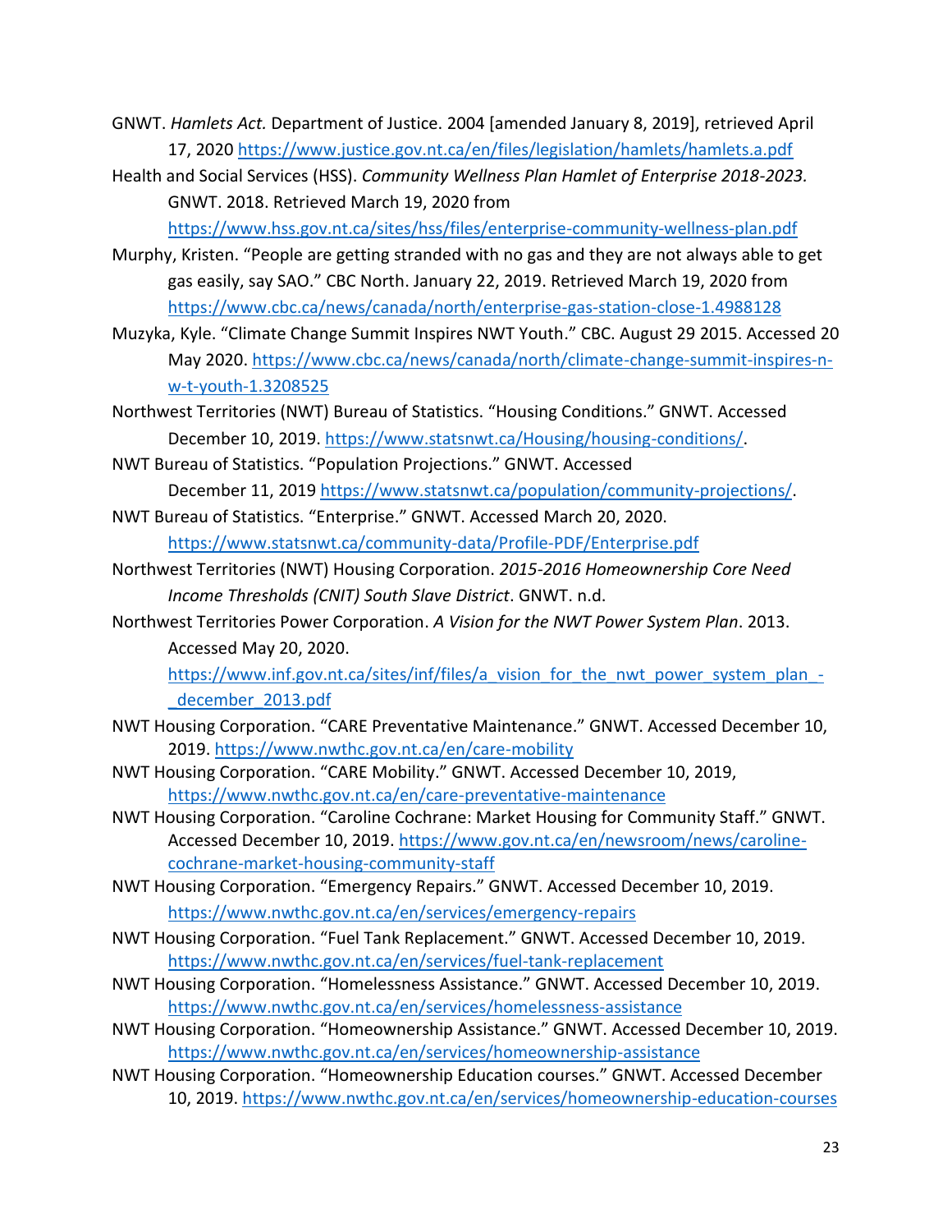GNWT. *Hamlets Act.* Department of Justice. 2004 [amended January 8, 2019], retrieved April 17, 2020 https://www.justice.gov.nt.ca/en/files/legislation/hamlets/hamlets.a.pdf

Health and Social Services (HSS). *Community Wellness Plan Hamlet of Enterprise 2018-2023.* GNWT. 2018. Retrieved March 19, 2020 from https://www.hss.gov.nt.ca/sites/hss/files/enterprise-community-wellness-plan.pdf

Murphy, Kristen. "People are getting stranded with no gas and they are not always able to get gas easily, say SAO." CBC North. January 22, 2019. Retrieved March 19, 2020 from https://www.cbc.ca/news/canada/north/enterprise-gas-station-close-1.4988128

Muzyka, Kyle. "Climate Change Summit Inspires NWT Youth." CBC. August 29 2015. Accessed 20 May 2020. https://www.cbc.ca/news/canada/north/climate-change-summit-inspires-n-w-t-youth-1.3208525

Northwest Territories (NWT) Bureau of Statistics. "Housing Conditions." GNWT. Accessed December 10, 2019. https://www.statsnwt.ca/Housing/housing-conditions/.

NWT Bureau of Statistics. "Population Projections." GNWT. Accessed December 11, 2019 https://www.statsnwt.ca/population/community-projections/.

NWT Bureau of Statistics. "Enterprise." GNWT. Accessed March 20, 2020. https://www.statsnwt.ca/community-data/Profile-PDF/Enterprise.pdf

Northwest Territories (NWT) Housing Corporation. *2015-2016 Homeownership Core Need Income Thresholds (CNIT) South Slave District*. GNWT. n.d.

Northwest Territories Power Corporation. *A Vision for the NWT Power System Plan*. 2013. Accessed May 20, 2020. https://www.inf.gov.nt.ca/sites/inf/files/a_vision_for_the_nwt_power_system_plan_-_december_2013.pdf

NWT Housing Corporation. "CARE Preventative Maintenance." GNWT. Accessed December 10, 2019. https://www.nwthc.gov.nt.ca/en/care-mobility

NWT Housing Corporation. "CARE Mobility." GNWT. Accessed December 10, 2019, https://www.nwthc.gov.nt.ca/en/care-preventative-maintenance

NWT Housing Corporation. "Caroline Cochrane: Market Housing for Community Staff." GNWT. Accessed December 10, 2019. https://www.gov.nt.ca/en/newsroom/news/caroline-cochrane-market-housing-community-staff

NWT Housing Corporation. "Emergency Repairs." GNWT. Accessed December 10, 2019. https://www.nwthc.gov.nt.ca/en/services/emergency-repairs

NWT Housing Corporation. "Fuel Tank Replacement." GNWT. Accessed December 10, 2019. https://www.nwthc.gov.nt.ca/en/services/fuel-tank-replacement

NWT Housing Corporation. "Homelessness Assistance." GNWT. Accessed December 10, 2019. https://www.nwthc.gov.nt.ca/en/services/homelessness-assistance

NWT Housing Corporation. "Homeownership Assistance." GNWT. Accessed December 10, 2019. https://www.nwthc.gov.nt.ca/en/services/homeownership-assistance

NWT Housing Corporation. "Homeownership Education courses." GNWT. Accessed December 10, 2019. https://www.nwthc.gov.nt.ca/en/services/homeownership-education-courses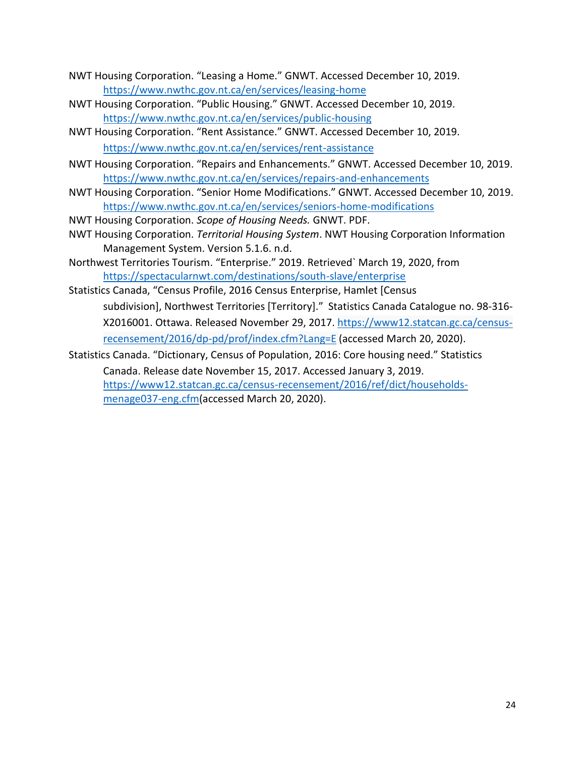NWT Housing Corporation. "Leasing a Home." GNWT. Accessed December 10, 2019. https://www.nwthc.gov.nt.ca/en/services/leasing-home

NWT Housing Corporation. "Public Housing." GNWT. Accessed December 10, 2019. https://www.nwthc.gov.nt.ca/en/services/public-housing

NWT Housing Corporation. "Rent Assistance." GNWT. Accessed December 10, 2019. https://www.nwthc.gov.nt.ca/en/services/rent-assistance

NWT Housing Corporation. "Repairs and Enhancements." GNWT. Accessed December 10, 2019. https://www.nwthc.gov.nt.ca/en/services/repairs-and-enhancements

NWT Housing Corporation. "Senior Home Modifications." GNWT. Accessed December 10, 2019. https://www.nwthc.gov.nt.ca/en/services/seniors-home-modifications

NWT Housing Corporation. *Scope of Housing Needs.* GNWT. PDF.

NWT Housing Corporation. *Territorial Housing System*. NWT Housing Corporation Information Management System. Version 5.1.6. n.d.

Northwest Territories Tourism. "Enterprise." 2019. Retrieved` March 19, 2020, from https://spectacularnwt.com/destinations/south-slave/enterprise

Statistics Canada, "Census Profile, 2016 Census Enterprise, Hamlet [Census subdivision], Northwest Territories [Territory]." Statistics Canada Catalogue no. 98-316-X2016001. Ottawa. Released November 29, 2017. https://www12.statcan.gc.ca/census-recensement/2016/dp-pd/prof/index.cfm?Lang=E (accessed March 20, 2020).

Statistics Canada. "Dictionary, Census of Population, 2016: Core housing need." Statistics Canada. Release date November 15, 2017. Accessed January 3, 2019. https://www12.statcan.gc.ca/census-recensement/2016/ref/dict/households-menage037-eng.cfm(accessed March 20, 2020).